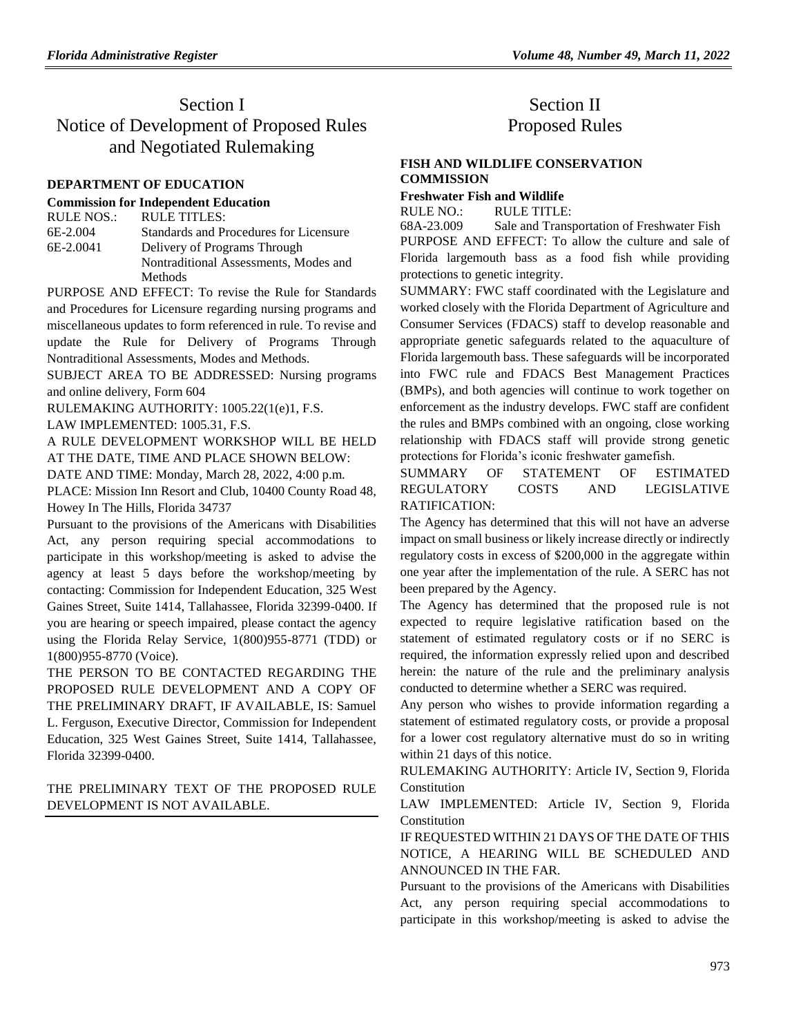# Section I
# Notice of Development of Proposed Rules and Negotiated Rulemaking

### DEPARTMENT OF EDUCATION

**Commission for Independent Education**

| RULE NOS.: | RULE TITLES: |
| --- | --- |
| 6E-2.004 | Standards and Procedures for Licensure |
| 6E-2.0041 | Delivery of Programs Through Nontraditional Assessments, Modes and Methods |

PURPOSE AND EFFECT: To revise the Rule for Standards and Procedures for Licensure regarding nursing programs and miscellaneous updates to form referenced in rule. To revise and update the Rule for Delivery of Programs Through Nontraditional Assessments, Modes and Methods.

SUBJECT AREA TO BE ADDRESSED: Nursing programs and online delivery, Form 604

RULEMAKING AUTHORITY: 1005.22(1(e)1, F.S.

LAW IMPLEMENTED: 1005.31, F.S.

A RULE DEVELOPMENT WORKSHOP WILL BE HELD AT THE DATE, TIME AND PLACE SHOWN BELOW:

DATE AND TIME: Monday, March 28, 2022, 4:00 p.m.

PLACE: Mission Inn Resort and Club, 10400 County Road 48, Howey In The Hills, Florida 34737

Pursuant to the provisions of the Americans with Disabilities Act, any person requiring special accommodations to participate in this workshop/meeting is asked to advise the agency at least 5 days before the workshop/meeting by contacting: Commission for Independent Education, 325 West Gaines Street, Suite 1414, Tallahassee, Florida 32399-0400. If you are hearing or speech impaired, please contact the agency using the Florida Relay Service, 1(800)955-8771 (TDD) or 1(800)955-8770 (Voice).

THE PERSON TO BE CONTACTED REGARDING THE PROPOSED RULE DEVELOPMENT AND A COPY OF THE PRELIMINARY DRAFT, IF AVAILABLE, IS: Samuel L. Ferguson, Executive Director, Commission for Independent Education, 325 West Gaines Street, Suite 1414, Tallahassee, Florida 32399-0400.

THE PRELIMINARY TEXT OF THE PROPOSED RULE DEVELOPMENT IS NOT AVAILABLE.

# Section II
# Proposed Rules

### FISH AND WILDLIFE CONSERVATION COMMISSION

**Freshwater Fish and Wildlife**

| RULE NO.: | RULE TITLE: |
| --- | --- |
| 68A-23.009 | Sale and Transportation of Freshwater Fish |

PURPOSE AND EFFECT: To allow the culture and sale of Florida largemouth bass as a food fish while providing protections to genetic integrity.

SUMMARY: FWC staff coordinated with the Legislature and worked closely with the Florida Department of Agriculture and Consumer Services (FDACS) staff to develop reasonable and appropriate genetic safeguards related to the aquaculture of Florida largemouth bass. These safeguards will be incorporated into FWC rule and FDACS Best Management Practices (BMPs), and both agencies will continue to work together on enforcement as the industry develops. FWC staff are confident the rules and BMPs combined with an ongoing, close working relationship with FDACS staff will provide strong genetic protections for Florida's iconic freshwater gamefish.

SUMMARY OF STATEMENT OF ESTIMATED REGULATORY COSTS AND LEGISLATIVE RATIFICATION:

The Agency has determined that this will not have an adverse impact on small business or likely increase directly or indirectly regulatory costs in excess of $200,000 in the aggregate within one year after the implementation of the rule. A SERC has not been prepared by the Agency.

The Agency has determined that the proposed rule is not expected to require legislative ratification based on the statement of estimated regulatory costs or if no SERC is required, the information expressly relied upon and described herein: the nature of the rule and the preliminary analysis conducted to determine whether a SERC was required.

Any person who wishes to provide information regarding a statement of estimated regulatory costs, or provide a proposal for a lower cost regulatory alternative must do so in writing within 21 days of this notice.

RULEMAKING AUTHORITY: Article IV, Section 9, Florida Constitution

LAW IMPLEMENTED: Article IV, Section 9, Florida Constitution

IF REQUESTED WITHIN 21 DAYS OF THE DATE OF THIS NOTICE, A HEARING WILL BE SCHEDULED AND ANNOUNCED IN THE FAR.

Pursuant to the provisions of the Americans with Disabilities Act, any person requiring special accommodations to participate in this workshop/meeting is asked to advise the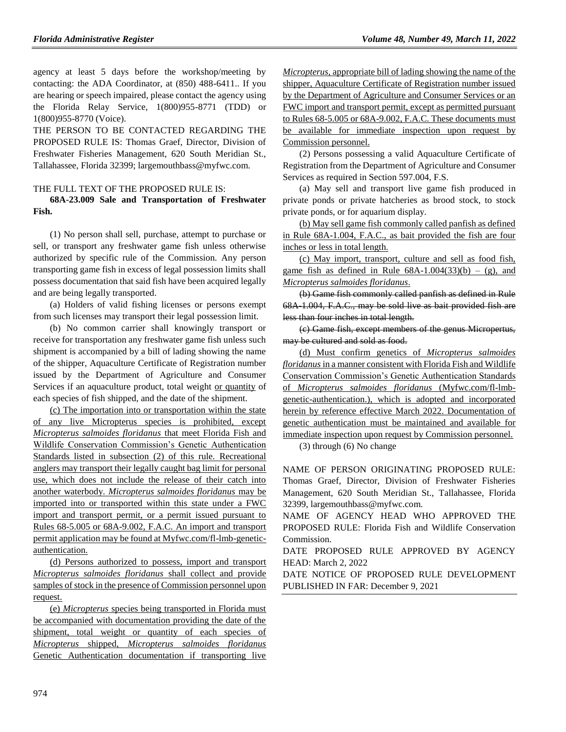agency at least 5 days before the workshop/meeting by contacting: the ADA Coordinator, at (850) 488-6411.. If you are hearing or speech impaired, please contact the agency using the Florida Relay Service, 1(800)955-8771 (TDD) or 1(800)955-8770 (Voice).

THE PERSON TO BE CONTACTED REGARDING THE PROPOSED RULE IS: Thomas Graef, Director, Division of Freshwater Fisheries Management, 620 South Meridian St., Tallahassee, Florida 32399; largemouthbass@myfwc.com.

THE FULL TEXT OF THE PROPOSED RULE IS:

**68A-23.009 Sale and Transportation of Freshwater Fish.**

(1) No person shall sell, purchase, attempt to purchase or sell, or transport any freshwater game fish unless otherwise authorized by specific rule of the Commission. Any person transporting game fish in excess of legal possession limits shall possess documentation that said fish have been acquired legally and are being legally transported.

(a) Holders of valid fishing licenses or persons exempt from such licenses may transport their legal possession limit.

(b) No common carrier shall knowingly transport or receive for transportation any freshwater game fish unless such shipment is accompanied by a bill of lading showing the name of the shipper, Aquaculture Certificate of Registration number issued by the Department of Agriculture and Consumer Services if an aquaculture product, total weight or quantity of each species of fish shipped, and the date of the shipment.

(c) The importation into or transportation within the state of any live Micropterus species is prohibited, except *Micropterus salmoides floridanus* that meet Florida Fish and Wildlife Conservation Commission's Genetic Authentication Standards listed in subsection (2) of this rule. Recreational anglers may transport their legally caught bag limit for personal use, which does not include the release of their catch into another waterbody. *Micropterus salmoides floridanus* may be imported into or transported within this state under a FWC import and transport permit, or a permit issued pursuant to Rules 68-5.005 or 68A-9.002, F.A.C. An import and transport permit application may be found at Myfwc.com/fl-lmb-genetic-authentication.

(d) Persons authorized to possess, import and transport *Micropterus salmoides floridanus* shall collect and provide samples of stock in the presence of Commission personnel upon request.

(e) *Micropterus* species being transported in Florida must be accompanied with documentation providing the date of the shipment, total weight or quantity of each species of *Micropterus* shipped, *Micropterus salmoides floridanus* Genetic Authentication documentation if transporting live *Micropterus*, appropriate bill of lading showing the name of the shipper, Aquaculture Certificate of Registration number issued by the Department of Agriculture and Consumer Services or an FWC import and transport permit, except as permitted pursuant to Rules 68-5.005 or 68A-9.002, F.A.C. These documents must be available for immediate inspection upon request by Commission personnel.

(2) Persons possessing a valid Aquaculture Certificate of Registration from the Department of Agriculture and Consumer Services as required in Section 597.004, F.S.

(a) May sell and transport live game fish produced in private ponds or private hatcheries as brood stock, to stock private ponds, or for aquarium display.

(b) May sell game fish commonly called panfish as defined in Rule 68A-1.004, F.A.C., as bait provided the fish are four inches or less in total length.

(c) May import, transport, culture and sell as food fish, game fish as defined in Rule 68A-1.004(33)(b) – (g), and *Micropterus salmoides floridanus*.

~~(b) Game fish commonly called panfish as defined in Rule 68A-1.004, F.A.C., may be sold live as bait provided fish are less than four inches in total length.~~

~~(c) Game fish, except members of the genus Micropertus, may be cultured and sold as food.~~

(d) Must confirm genetics of *Micropterus salmoides floridanus* in a manner consistent with Florida Fish and Wildlife Conservation Commission's Genetic Authentication Standards of *Micropterus salmoides floridanus* (Myfwc.com/fl-lmb-genetic-authentication.), which is adopted and incorporated herein by reference effective March 2022. Documentation of genetic authentication must be maintained and available for immediate inspection upon request by Commission personnel.

(3) through (6) No change

NAME OF PERSON ORIGINATING PROPOSED RULE: Thomas Graef, Director, Division of Freshwater Fisheries Management, 620 South Meridian St., Tallahassee, Florida 32399, largemouthbass@myfwc.com.

NAME OF AGENCY HEAD WHO APPROVED THE PROPOSED RULE: Florida Fish and Wildlife Conservation Commission.

DATE PROPOSED RULE APPROVED BY AGENCY HEAD: March 2, 2022

DATE NOTICE OF PROPOSED RULE DEVELOPMENT PUBLISHED IN FAR: December 9, 2021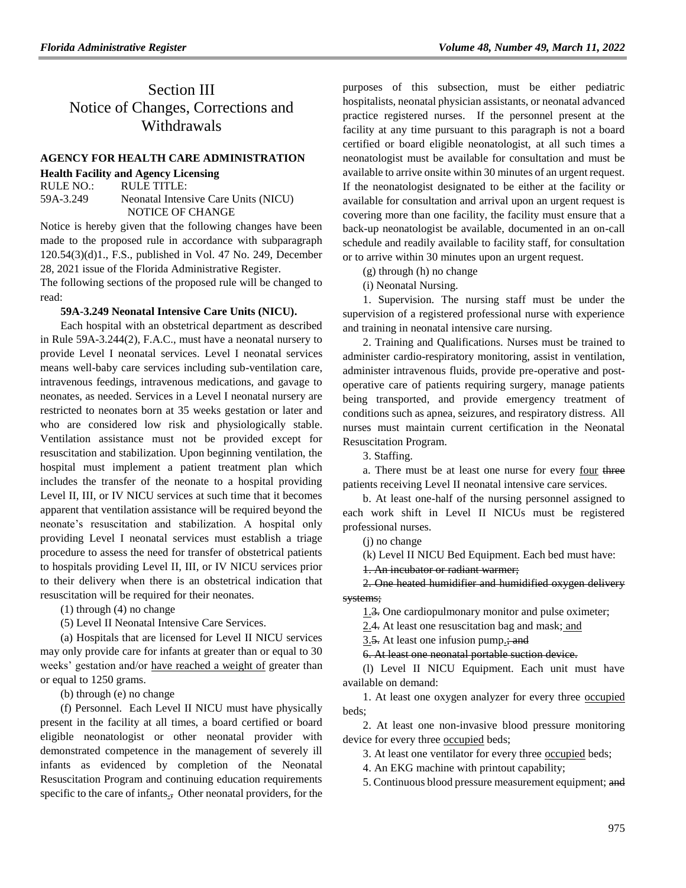# Section III
# Notice of Changes, Corrections and Withdrawals

## AGENCY FOR HEALTH CARE ADMINISTRATION

**Health Facility and Agency Licensing**

RULE NO.: RULE TITLE:

59A-3.249 Neonatal Intensive Care Units (NICU)

NOTICE OF CHANGE

Notice is hereby given that the following changes have been made to the proposed rule in accordance with subparagraph 120.54(3)(d)1., F.S., published in Vol. 47 No. 249, December 28, 2021 issue of the Florida Administrative Register.

The following sections of the proposed rule will be changed to read:

**59A-3.249 Neonatal Intensive Care Units (NICU).**

Each hospital with an obstetrical department as described in Rule 59A-3.244(2), F.A.C., must have a neonatal nursery to provide Level I neonatal services. Level I neonatal services means well-baby care services including sub-ventilation care, intravenous feedings, intravenous medications, and gavage to neonates, as needed. Services in a Level I neonatal nursery are restricted to neonates born at 35 weeks gestation or later and who are considered low risk and physiologically stable. Ventilation assistance must not be provided except for resuscitation and stabilization. Upon beginning ventilation, the hospital must implement a patient treatment plan which includes the transfer of the neonate to a hospital providing Level II, III, or IV NICU services at such time that it becomes apparent that ventilation assistance will be required beyond the neonate's resuscitation and stabilization. A hospital only providing Level I neonatal services must establish a triage procedure to assess the need for transfer of obstetrical patients to hospitals providing Level II, III, or IV NICU services prior to their delivery when there is an obstetrical indication that resuscitation will be required for their neonates.

(1) through (4) no change

(5) Level II Neonatal Intensive Care Services.

(a) Hospitals that are licensed for Level II NICU services may only provide care for infants at greater than or equal to 30 weeks' gestation and/or <u>have reached a weight of</u> greater than or equal to 1250 grams.

(b) through (e) no change

(f) Personnel. Each Level II NICU must have physically present in the facility at all times, a board certified or board eligible neonatologist or other neonatal provider with demonstrated competence in the management of severely ill infants as evidenced by completion of the Neonatal Resuscitation Program and continuing education requirements specific to the care of infants<u>.</u>~~,~~ Other neonatal providers, for the purposes of this subsection, must be either pediatric hospitalists, neonatal physician assistants, or neonatal advanced practice registered nurses. If the personnel present at the facility at any time pursuant to this paragraph is not a board certified or board eligible neonatologist, at all such times a neonatologist must be available for consultation and must be available to arrive onsite within 30 minutes of an urgent request. If the neonatologist designated to be either at the facility or available for consultation and arrival upon an urgent request is covering more than one facility, the facility must ensure that a back-up neonatologist be available, documented in an on-call schedule and readily available to facility staff, for consultation or to arrive within 30 minutes upon an urgent request.

(g) through (h) no change

(i) Neonatal Nursing.

1. Supervision. The nursing staff must be under the supervision of a registered professional nurse with experience and training in neonatal intensive care nursing.

2. Training and Qualifications. Nurses must be trained to administer cardio-respiratory monitoring, assist in ventilation, administer intravenous fluids, provide pre-operative and post-operative care of patients requiring surgery, manage patients being transported, and provide emergency treatment of conditions such as apnea, seizures, and respiratory distress. All nurses must maintain current certification in the Neonatal Resuscitation Program.

3. Staffing.

a. There must be at least one nurse for every <u>four</u> ~~three~~ patients receiving Level II neonatal intensive care services.

b. At least one-half of the nursing personnel assigned to each work shift in Level II NICUs must be registered professional nurses.

(j) no change

(k) Level II NICU Bed Equipment. Each bed must have:

~~1. An incubator or radiant warmer;~~

~~2. One heated humidifier and humidified oxygen delivery systems;~~

<u>1.</u>~~3.~~ One cardiopulmonary monitor and pulse oximeter;

<u>2.</u>~~4.~~ At least one resuscitation bag and mask;<u> and</u>

<u>3.</u>~~5.~~ At least one infusion pump<u>.</u>~~; and~~

~~6. At least one neonatal portable suction device.~~

(l) Level II NICU Equipment. Each unit must have available on demand:

1. At least one oxygen analyzer for every three <u>occupied</u> beds;

2. At least one non-invasive blood pressure monitoring device for every three <u>occupied</u> beds;

3. At least one ventilator for every three <u>occupied</u> beds;

4. An EKG machine with printout capability;

5. Continuous blood pressure measurement equipment; ~~and~~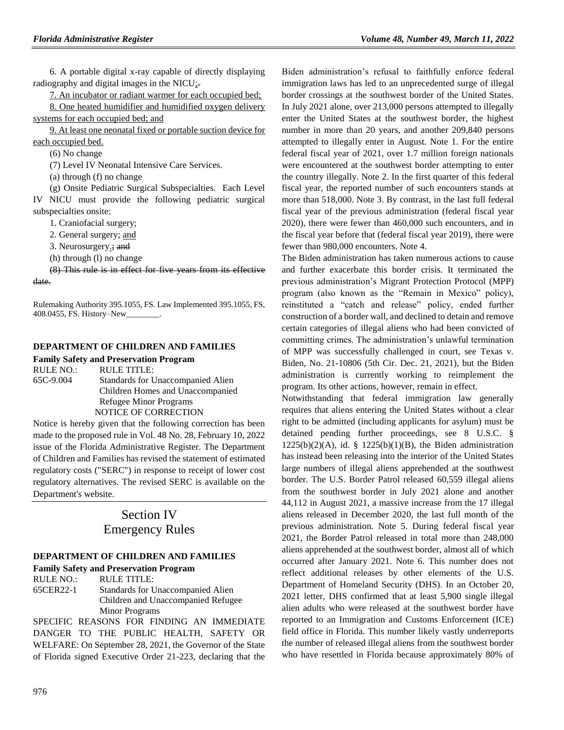6. A portable digital x-ray capable of directly displaying radiography and digital images in the NICU;.

7. An incubator or radiant warmer for each occupied bed;

8. One heated humidifier and humidified oxygen delivery systems for each occupied bed; and

9. At least one neonatal fixed or portable suction device for each occupied bed.

(6) No change

(7) Level IV Neonatal Intensive Care Services.

(a) through (f) no change

(g) Onsite Pediatric Surgical Subspecialties. Each Level IV NICU must provide the following pediatric surgical subspecialties onsite:

1. Craniofacial surgery;

2. General surgery; and

3. Neurosurgery.; and

(h) through (l) no change

~~(8) This rule is in effect for five years from its effective date.~~

Rulemaking Authority 395.1055, FS. Law Implemented 395.1055, FS, 408.0455, FS. History–New________.

**DEPARTMENT OF CHILDREN AND FAMILIES**

**Family Safety and Preservation Program**

RULE NO.: 65C-9.004
RULE TITLE: Standards for Unaccompanied Alien Children Homes and Unaccompanied Refugee Minor Programs

NOTICE OF CORRECTION

Notice is hereby given that the following correction has been made to the proposed rule in Vol. 48 No. 28, February 10, 2022 issue of the Florida Administrative Register. The Department of Children and Families has revised the statement of estimated regulatory costs ("SERC") in response to receipt of lower cost regulatory alternatives. The revised SERC is available on the Department's website.

# Section IV
# Emergency Rules

**DEPARTMENT OF CHILDREN AND FAMILIES**

**Family Safety and Preservation Program**

RULE NO.: 65CER22-1
RULE TITLE: Standards for Unaccompanied Alien Children and Unaccompanied Refugee Minor Programs

SPECIFIC REASONS FOR FINDING AN IMMEDIATE DANGER TO THE PUBLIC HEALTH, SAFETY OR WELFARE: On September 28, 2021, the Governor of the State of Florida signed Executive Order 21-223, declaring that the Biden administration's refusal to faithfully enforce federal immigration laws has led to an unprecedented surge of illegal border crossings at the southwest border of the United States. In July 2021 alone, over 213,000 persons attempted to illegally enter the United States at the southwest border, the highest number in more than 20 years, and another 209,840 persons attempted to illegally enter in August. Note 1. For the entire federal fiscal year of 2021, over 1.7 million foreign nationals were encountered at the southwest border attempting to enter the country illegally. Note 2. In the first quarter of this federal fiscal year, the reported number of such encounters stands at more than 518,000. Note 3. By contrast, in the last full federal fiscal year of the previous administration (federal fiscal year 2020), there were fewer than 460,000 such encounters, and in the fiscal year before that (federal fiscal year 2019), there were fewer than 980,000 encounters. Note 4.

The Biden administration has taken numerous actions to cause and further exacerbate this border crisis. It terminated the previous administration's Migrant Protection Protocol (MPP) program (also known as the "Remain in Mexico" policy), reinstituted a "catch and release" policy, ended further construction of a border wall, and declined to detain and remove certain categories of illegal aliens who had been convicted of committing crimes. The administration's unlawful termination of MPP was successfully challenged in court, see Texas v. Biden, No. 21-10806 (5th Cir. Dec. 21, 2021), but the Biden administration is currently working to reimplement the program. Its other actions, however, remain in effect.

Notwithstanding that federal immigration law generally requires that aliens entering the United States without a clear right to be admitted (including applicants for asylum) must be detained pending further proceedings, see 8 U.S.C. § 1225(b)(2)(A), id. § 1225(b)(1)(B), the Biden administration has instead been releasing into the interior of the United States large numbers of illegal aliens apprehended at the southwest border. The U.S. Border Patrol released 60,559 illegal aliens from the southwest border in July 2021 alone and another 44,112 in August 2021, a massive increase from the 17 illegal aliens released in December 2020, the last full month of the previous administration. Note 5. During federal fiscal year 2021, the Border Patrol released in total more than 248,000 aliens apprehended at the southwest border, almost all of which occurred after January 2021. Note 6. This number does not reflect additional releases by other elements of the U.S. Department of Homeland Security (DHS). In an October 20, 2021 letter, DHS confirmed that at least 5,900 single illegal alien adults who were released at the southwest border have reported to an Immigration and Customs Enforcement (ICE) field office in Florida. This number likely vastly underreports the number of released illegal aliens from the southwest border who have resettled in Florida because approximately 80% of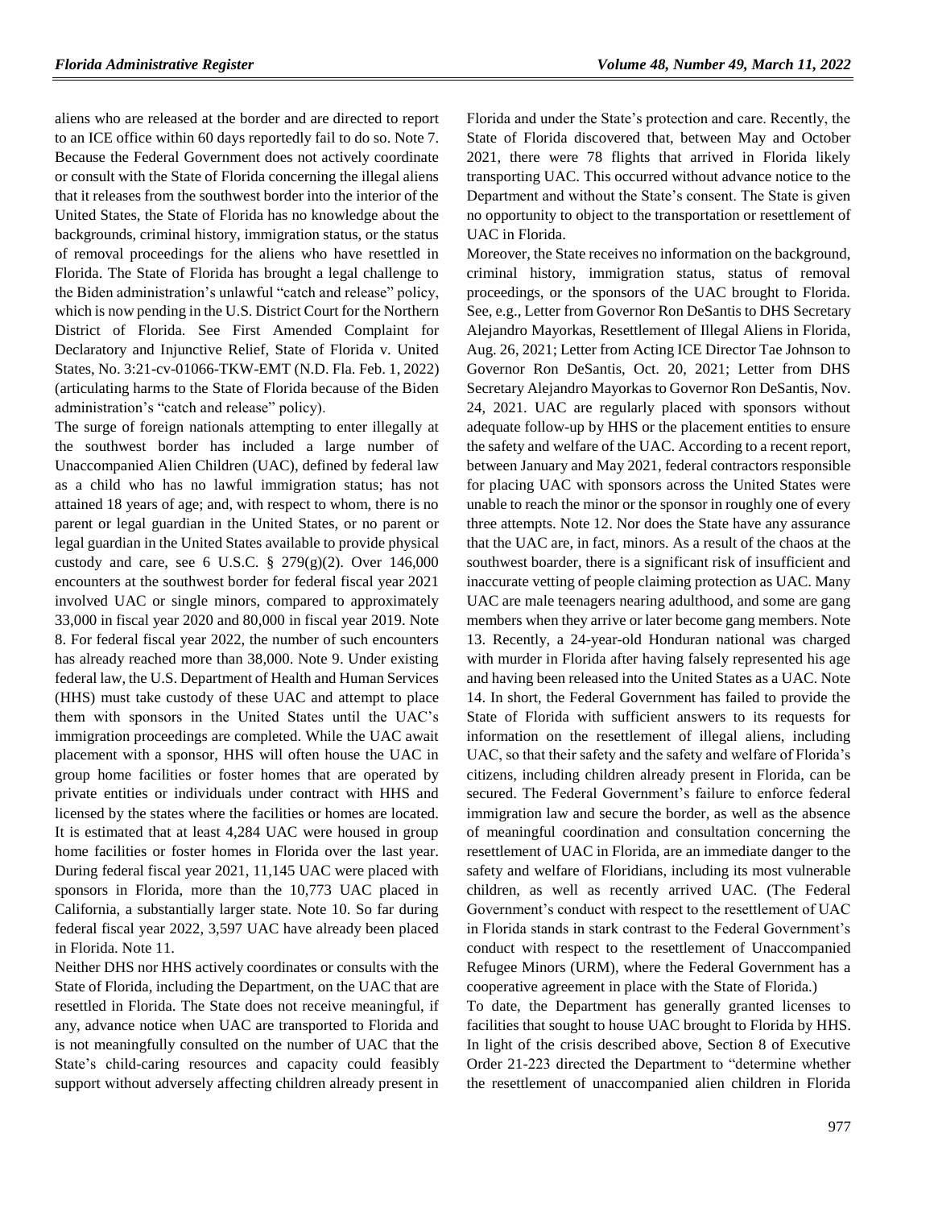aliens who are released at the border and are directed to report to an ICE office within 60 days reportedly fail to do so. Note 7. Because the Federal Government does not actively coordinate or consult with the State of Florida concerning the illegal aliens that it releases from the southwest border into the interior of the United States, the State of Florida has no knowledge about the backgrounds, criminal history, immigration status, or the status of removal proceedings for the aliens who have resettled in Florida. The State of Florida has brought a legal challenge to the Biden administration's unlawful "catch and release" policy, which is now pending in the U.S. District Court for the Northern District of Florida. See First Amended Complaint for Declaratory and Injunctive Relief, State of Florida v. United States, No. 3:21-cv-01066-TKW-EMT (N.D. Fla. Feb. 1, 2022) (articulating harms to the State of Florida because of the Biden administration's "catch and release" policy).

The surge of foreign nationals attempting to enter illegally at the southwest border has included a large number of Unaccompanied Alien Children (UAC), defined by federal law as a child who has no lawful immigration status; has not attained 18 years of age; and, with respect to whom, there is no parent or legal guardian in the United States, or no parent or legal guardian in the United States available to provide physical custody and care, see 6 U.S.C. § 279(g)(2). Over 146,000 encounters at the southwest border for federal fiscal year 2021 involved UAC or single minors, compared to approximately 33,000 in fiscal year 2020 and 80,000 in fiscal year 2019. Note 8. For federal fiscal year 2022, the number of such encounters has already reached more than 38,000. Note 9. Under existing federal law, the U.S. Department of Health and Human Services (HHS) must take custody of these UAC and attempt to place them with sponsors in the United States until the UAC's immigration proceedings are completed. While the UAC await placement with a sponsor, HHS will often house the UAC in group home facilities or foster homes that are operated by private entities or individuals under contract with HHS and licensed by the states where the facilities or homes are located. It is estimated that at least 4,284 UAC were housed in group home facilities or foster homes in Florida over the last year. During federal fiscal year 2021, 11,145 UAC were placed with sponsors in Florida, more than the 10,773 UAC placed in California, a substantially larger state. Note 10. So far during federal fiscal year 2022, 3,597 UAC have already been placed in Florida. Note 11.

Neither DHS nor HHS actively coordinates or consults with the State of Florida, including the Department, on the UAC that are resettled in Florida. The State does not receive meaningful, if any, advance notice when UAC are transported to Florida and is not meaningfully consulted on the number of UAC that the State's child-caring resources and capacity could feasibly support without adversely affecting children already present in Florida and under the State's protection and care. Recently, the State of Florida discovered that, between May and October 2021, there were 78 flights that arrived in Florida likely transporting UAC. This occurred without advance notice to the Department and without the State's consent. The State is given no opportunity to object to the transportation or resettlement of UAC in Florida.

Moreover, the State receives no information on the background, criminal history, immigration status, status of removal proceedings, or the sponsors of the UAC brought to Florida. See, e.g., Letter from Governor Ron DeSantis to DHS Secretary Alejandro Mayorkas, Resettlement of Illegal Aliens in Florida, Aug. 26, 2021; Letter from Acting ICE Director Tae Johnson to Governor Ron DeSantis, Oct. 20, 2021; Letter from DHS Secretary Alejandro Mayorkas to Governor Ron DeSantis, Nov. 24, 2021. UAC are regularly placed with sponsors without adequate follow-up by HHS or the placement entities to ensure the safety and welfare of the UAC. According to a recent report, between January and May 2021, federal contractors responsible for placing UAC with sponsors across the United States were unable to reach the minor or the sponsor in roughly one of every three attempts. Note 12. Nor does the State have any assurance that the UAC are, in fact, minors. As a result of the chaos at the southwest boarder, there is a significant risk of insufficient and inaccurate vetting of people claiming protection as UAC. Many UAC are male teenagers nearing adulthood, and some are gang members when they arrive or later become gang members. Note 13. Recently, a 24-year-old Honduran national was charged with murder in Florida after having falsely represented his age and having been released into the United States as a UAC. Note 14. In short, the Federal Government has failed to provide the State of Florida with sufficient answers to its requests for information on the resettlement of illegal aliens, including UAC, so that their safety and the safety and welfare of Florida's citizens, including children already present in Florida, can be secured. The Federal Government's failure to enforce federal immigration law and secure the border, as well as the absence of meaningful coordination and consultation concerning the resettlement of UAC in Florida, are an immediate danger to the safety and welfare of Floridians, including its most vulnerable children, as well as recently arrived UAC. (The Federal Government's conduct with respect to the resettlement of UAC in Florida stands in stark contrast to the Federal Government's conduct with respect to the resettlement of Unaccompanied Refugee Minors (URM), where the Federal Government has a cooperative agreement in place with the State of Florida.)

To date, the Department has generally granted licenses to facilities that sought to house UAC brought to Florida by HHS. In light of the crisis described above, Section 8 of Executive Order 21-223 directed the Department to "determine whether the resettlement of unaccompanied alien children in Florida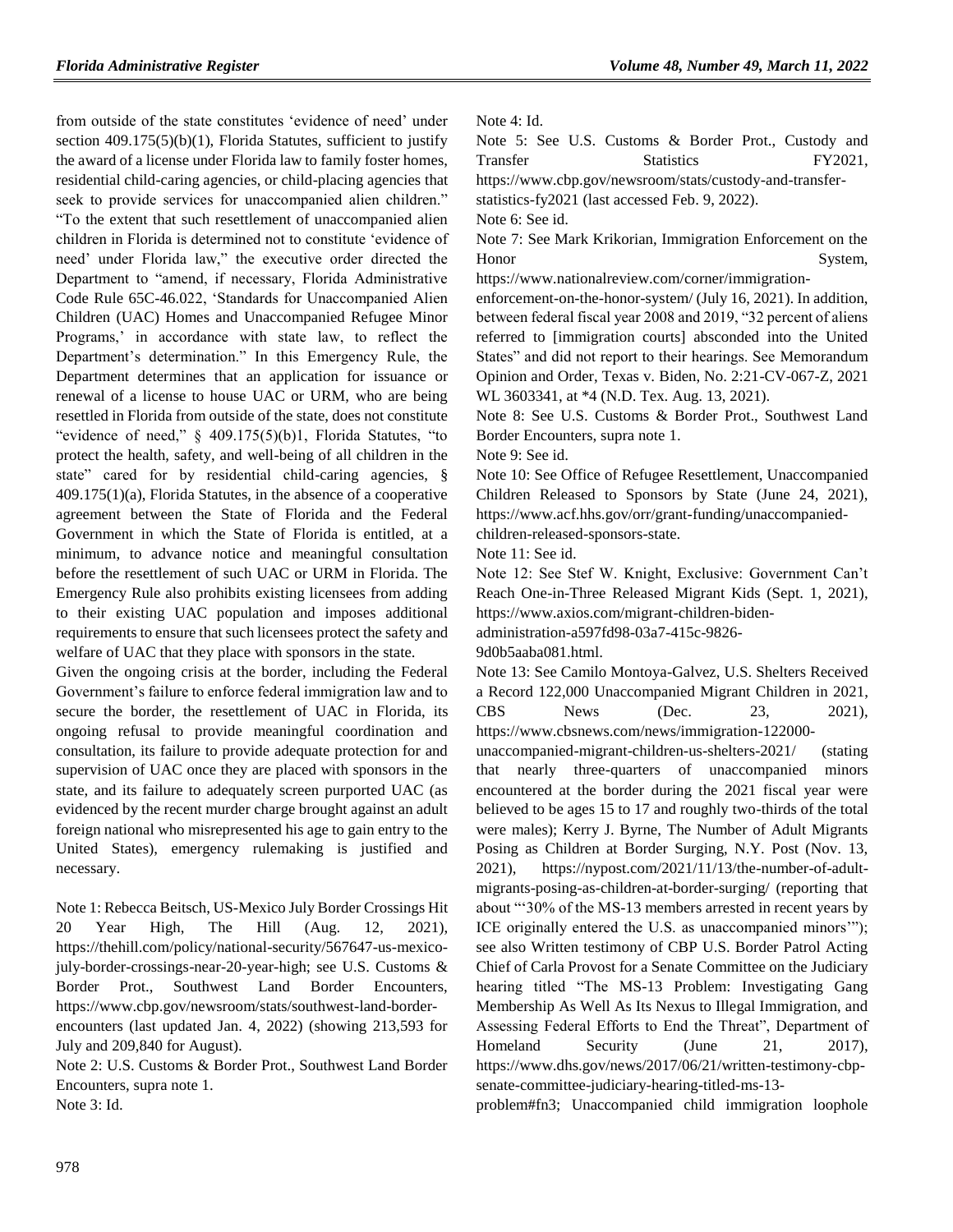from outside of the state constitutes 'evidence of need' under section 409.175(5)(b)(1), Florida Statutes, sufficient to justify the award of a license under Florida law to family foster homes, residential child-caring agencies, or child-placing agencies that seek to provide services for unaccompanied alien children." "To the extent that such resettlement of unaccompanied alien children in Florida is determined not to constitute 'evidence of need' under Florida law," the executive order directed the Department to "amend, if necessary, Florida Administrative Code Rule 65C-46.022, 'Standards for Unaccompanied Alien Children (UAC) Homes and Unaccompanied Refugee Minor Programs,' in accordance with state law, to reflect the Department's determination." In this Emergency Rule, the Department determines that an application for issuance or renewal of a license to house UAC or URM, who are being resettled in Florida from outside of the state, does not constitute "evidence of need," § 409.175(5)(b)1, Florida Statutes, "to protect the health, safety, and well-being of all children in the state" cared for by residential child-caring agencies, § 409.175(1)(a), Florida Statutes, in the absence of a cooperative agreement between the State of Florida and the Federal Government in which the State of Florida is entitled, at a minimum, to advance notice and meaningful consultation before the resettlement of such UAC or URM in Florida. The Emergency Rule also prohibits existing licensees from adding to their existing UAC population and imposes additional requirements to ensure that such licensees protect the safety and welfare of UAC that they place with sponsors in the state.

Given the ongoing crisis at the border, including the Federal Government's failure to enforce federal immigration law and to secure the border, the resettlement of UAC in Florida, its ongoing refusal to provide meaningful coordination and consultation, its failure to provide adequate protection for and supervision of UAC once they are placed with sponsors in the state, and its failure to adequately screen purported UAC (as evidenced by the recent murder charge brought against an adult foreign national who misrepresented his age to gain entry to the United States), emergency rulemaking is justified and necessary.

Note 1: Rebecca Beitsch, US-Mexico July Border Crossings Hit 20 Year High, The Hill (Aug. 12, 2021), https://thehill.com/policy/national-security/567647-us-mexico-july-border-crossings-near-20-year-high; see U.S. Customs & Border Prot., Southwest Land Border Encounters, https://www.cbp.gov/newsroom/stats/southwest-land-border-encounters (last updated Jan. 4, 2022) (showing 213,593 for July and 209,840 for August).

Note 2: U.S. Customs & Border Prot., Southwest Land Border Encounters, supra note 1.

Note 3: Id.

Note 4: Id.

Note 5: See U.S. Customs & Border Prot., Custody and Transfer Statistics FY2021, https://www.cbp.gov/newsroom/stats/custody-and-transfer-statistics-fy2021 (last accessed Feb. 9, 2022).

Note 6: See id.

Note 7: See Mark Krikorian, Immigration Enforcement on the Honor System, https://www.nationalreview.com/corner/immigration-enforcement-on-the-honor-system/ (July 16, 2021). In addition, between federal fiscal year 2008 and 2019, "32 percent of aliens referred to [immigration courts] absconded into the United States" and did not report to their hearings. See Memorandum Opinion and Order, Texas v. Biden, No. 2:21-CV-067-Z, 2021 WL 3603341, at *4 (N.D. Tex. Aug. 13, 2021).

Note 8: See U.S. Customs & Border Prot., Southwest Land Border Encounters, supra note 1.

Note 9: See id.

Note 10: See Office of Refugee Resettlement, Unaccompanied Children Released to Sponsors by State (June 24, 2021), https://www.acf.hhs.gov/orr/grant-funding/unaccompanied-children-released-sponsors-state.

Note 11: See id.

Note 12: See Stef W. Knight, Exclusive: Government Can't Reach One-in-Three Released Migrant Kids (Sept. 1, 2021), https://www.axios.com/migrant-children-biden-administration-a597fd98-03a7-415c-9826-9d0b5aaba081.html.

Note 13: See Camilo Montoya-Galvez, U.S. Shelters Received a Record 122,000 Unaccompanied Migrant Children in 2021, CBS News (Dec. 23, 2021), https://www.cbsnews.com/news/immigration-122000-unaccompanied-migrant-children-us-shelters-2021/ (stating that nearly three-quarters of unaccompanied minors encountered at the border during the 2021 fiscal year were believed to be ages 15 to 17 and roughly two-thirds of the total were males); Kerry J. Byrne, The Number of Adult Migrants Posing as Children at Border Surging, N.Y. Post (Nov. 13, 2021), https://nypost.com/2021/11/13/the-number-of-adult-migrants-posing-as-children-at-border-surging/ (reporting that about "'30% of the MS-13 members arrested in recent years by ICE originally entered the U.S. as unaccompanied minors'"); see also Written testimony of CBP U.S. Border Patrol Acting Chief of Carla Provost for a Senate Committee on the Judiciary hearing titled "The MS-13 Problem: Investigating Gang Membership As Well As Its Nexus to Illegal Immigration, and Assessing Federal Efforts to End the Threat", Department of Homeland Security (June 21, 2017), https://www.dhs.gov/news/2017/06/21/written-testimony-cbp-senate-committee-judiciary-hearing-titled-ms-13-problem#fn3; Unaccompanied child immigration loophole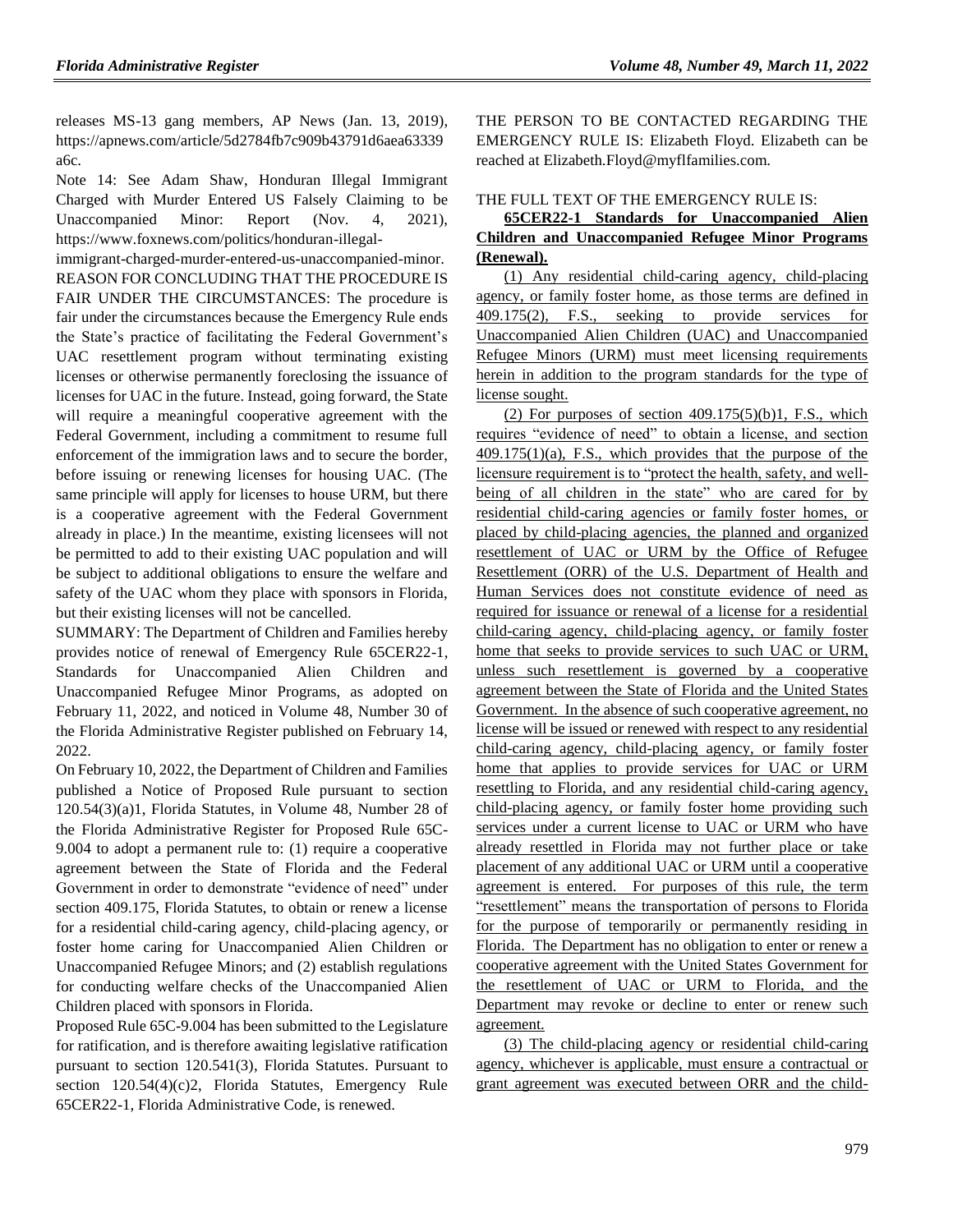releases MS-13 gang members, AP News (Jan. 13, 2019), https://apnews.com/article/5d2784fb7c909b43791d6aea63339a6c.

Note 14: See Adam Shaw, Honduran Illegal Immigrant Charged with Murder Entered US Falsely Claiming to be Unaccompanied Minor: Report (Nov. 4, 2021), https://www.foxnews.com/politics/honduran-illegal-immigrant-charged-murder-entered-us-unaccompanied-minor.

REASON FOR CONCLUDING THAT THE PROCEDURE IS FAIR UNDER THE CIRCUMSTANCES: The procedure is fair under the circumstances because the Emergency Rule ends the State's practice of facilitating the Federal Government's UAC resettlement program without terminating existing licenses or otherwise permanently foreclosing the issuance of licenses for UAC in the future. Instead, going forward, the State will require a meaningful cooperative agreement with the Federal Government, including a commitment to resume full enforcement of the immigration laws and to secure the border, before issuing or renewing licenses for housing UAC. (The same principle will apply for licenses to house URM, but there is a cooperative agreement with the Federal Government already in place.) In the meantime, existing licensees will not be permitted to add to their existing UAC population and will be subject to additional obligations to ensure the welfare and safety of the UAC whom they place with sponsors in Florida, but their existing licenses will not be cancelled.

SUMMARY: The Department of Children and Families hereby provides notice of renewal of Emergency Rule 65CER22-1, Standards for Unaccompanied Alien Children and Unaccompanied Refugee Minor Programs, as adopted on February 11, 2022, and noticed in Volume 48, Number 30 of the Florida Administrative Register published on February 14, 2022.

On February 10, 2022, the Department of Children and Families published a Notice of Proposed Rule pursuant to section 120.54(3)(a)1, Florida Statutes, in Volume 48, Number 28 of the Florida Administrative Register for Proposed Rule 65C-9.004 to adopt a permanent rule to: (1) require a cooperative agreement between the State of Florida and the Federal Government in order to demonstrate "evidence of need" under section 409.175, Florida Statutes, to obtain or renew a license for a residential child-caring agency, child-placing agency, or foster home caring for Unaccompanied Alien Children or Unaccompanied Refugee Minors; and (2) establish regulations for conducting welfare checks of the Unaccompanied Alien Children placed with sponsors in Florida.

Proposed Rule 65C-9.004 has been submitted to the Legislature for ratification, and is therefore awaiting legislative ratification pursuant to section 120.541(3), Florida Statutes. Pursuant to section 120.54(4)(c)2, Florida Statutes, Emergency Rule 65CER22-1, Florida Administrative Code, is renewed.

THE PERSON TO BE CONTACTED REGARDING THE EMERGENCY RULE IS: Elizabeth Floyd. Elizabeth can be reached at Elizabeth.Floyd@myflfamilies.com.

THE FULL TEXT OF THE EMERGENCY RULE IS:

**65CER22-1 Standards for Unaccompanied Alien Children and Unaccompanied Refugee Minor Programs (Renewal).**

(1) Any residential child-caring agency, child-placing agency, or family foster home, as those terms are defined in 409.175(2), F.S., seeking to provide services for Unaccompanied Alien Children (UAC) and Unaccompanied Refugee Minors (URM) must meet licensing requirements herein in addition to the program standards for the type of license sought.

(2) For purposes of section 409.175(5)(b)1, F.S., which requires "evidence of need" to obtain a license, and section 409.175(1)(a), F.S., which provides that the purpose of the licensure requirement is to "protect the health, safety, and well-being of all children in the state" who are cared for by residential child-caring agencies or family foster homes, or placed by child-placing agencies, the planned and organized resettlement of UAC or URM by the Office of Refugee Resettlement (ORR) of the U.S. Department of Health and Human Services does not constitute evidence of need as required for issuance or renewal of a license for a residential child-caring agency, child-placing agency, or family foster home that seeks to provide services to such UAC or URM, unless such resettlement is governed by a cooperative agreement between the State of Florida and the United States Government. In the absence of such cooperative agreement, no license will be issued or renewed with respect to any residential child-caring agency, child-placing agency, or family foster home that applies to provide services for UAC or URM resettling to Florida, and any residential child-caring agency, child-placing agency, or family foster home providing such services under a current license to UAC or URM who have already resettled in Florida may not further place or take placement of any additional UAC or URM until a cooperative agreement is entered. For purposes of this rule, the term "resettlement" means the transportation of persons to Florida for the purpose of temporarily or permanently residing in Florida. The Department has no obligation to enter or renew a cooperative agreement with the United States Government for the resettlement of UAC or URM to Florida, and the Department may revoke or decline to enter or renew such agreement.

(3) The child-placing agency or residential child-caring agency, whichever is applicable, must ensure a contractual or grant agreement was executed between ORR and the child-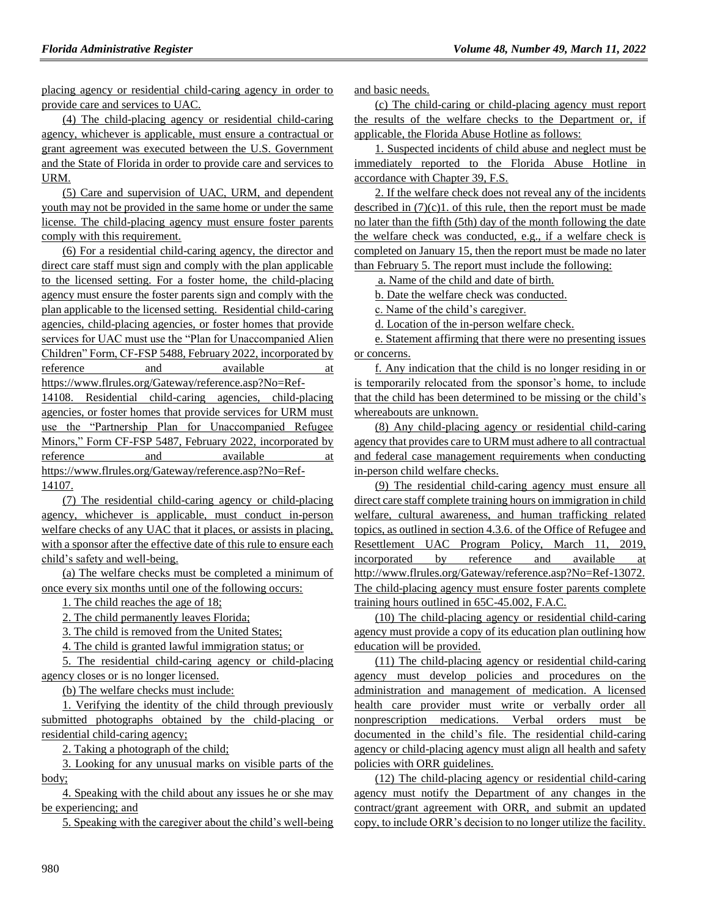placing agency or residential child-caring agency in order to provide care and services to UAC.

(4) The child-placing agency or residential child-caring agency, whichever is applicable, must ensure a contractual or grant agreement was executed between the U.S. Government and the State of Florida in order to provide care and services to URM.

(5) Care and supervision of UAC, URM, and dependent youth may not be provided in the same home or under the same license. The child-placing agency must ensure foster parents comply with this requirement.

(6) For a residential child-caring agency, the director and direct care staff must sign and comply with the plan applicable to the licensed setting. For a foster home, the child-placing agency must ensure the foster parents sign and comply with the plan applicable to the licensed setting. Residential child-caring agencies, child-placing agencies, or foster homes that provide services for UAC must use the "Plan for Unaccompanied Alien Children" Form, CF-FSP 5488, February 2022, incorporated by reference and available at https://www.flrules.org/Gateway/reference.asp?No=Ref-14108. Residential child-caring agencies, child-placing agencies, or foster homes that provide services for URM must use the "Partnership Plan for Unaccompanied Refugee Minors," Form CF-FSP 5487, February 2022, incorporated by reference and available at https://www.flrules.org/Gateway/reference.asp?No=Ref-14107.

(7) The residential child-caring agency or child-placing agency, whichever is applicable, must conduct in-person welfare checks of any UAC that it places, or assists in placing, with a sponsor after the effective date of this rule to ensure each child's safety and well-being.

(a) The welfare checks must be completed a minimum of once every six months until one of the following occurs:

1. The child reaches the age of 18;

2. The child permanently leaves Florida;

3. The child is removed from the United States;

4. The child is granted lawful immigration status; or

5. The residential child-caring agency or child-placing agency closes or is no longer licensed.

(b) The welfare checks must include:

1. Verifying the identity of the child through previously submitted photographs obtained by the child-placing or residential child-caring agency;

2. Taking a photograph of the child;

3. Looking for any unusual marks on visible parts of the body;

4. Speaking with the child about any issues he or she may be experiencing; and

5. Speaking with the caregiver about the child's well-being and basic needs.

(c) The child-caring or child-placing agency must report the results of the welfare checks to the Department or, if applicable, the Florida Abuse Hotline as follows:

1. Suspected incidents of child abuse and neglect must be immediately reported to the Florida Abuse Hotline in accordance with Chapter 39, F.S.

2. If the welfare check does not reveal any of the incidents described in (7)(c)1. of this rule, then the report must be made no later than the fifth (5th) day of the month following the date the welfare check was conducted, e.g., if a welfare check is completed on January 15, then the report must be made no later than February 5. The report must include the following:

a. Name of the child and date of birth.

b. Date the welfare check was conducted.

c. Name of the child's caregiver.

d. Location of the in-person welfare check.

e. Statement affirming that there were no presenting issues or concerns.

f. Any indication that the child is no longer residing in or is temporarily relocated from the sponsor's home, to include that the child has been determined to be missing or the child's whereabouts are unknown.

(8) Any child-placing agency or residential child-caring agency that provides care to URM must adhere to all contractual and federal case management requirements when conducting in-person child welfare checks.

(9) The residential child-caring agency must ensure all direct care staff complete training hours on immigration in child welfare, cultural awareness, and human trafficking related topics, as outlined in section 4.3.6. of the Office of Refugee and Resettlement UAC Program Policy, March 11, 2019, incorporated by reference and available at http://www.flrules.org/Gateway/reference.asp?No=Ref-13072. The child-placing agency must ensure foster parents complete training hours outlined in 65C-45.002, F.A.C.

(10) The child-placing agency or residential child-caring agency must provide a copy of its education plan outlining how education will be provided.

(11) The child-placing agency or residential child-caring agency must develop policies and procedures on the administration and management of medication. A licensed health care provider must write or verbally order all nonprescription medications. Verbal orders must be documented in the child's file. The residential child-caring agency or child-placing agency must align all health and safety policies with ORR guidelines.

(12) The child-placing agency or residential child-caring agency must notify the Department of any changes in the contract/grant agreement with ORR, and submit an updated copy, to include ORR's decision to no longer utilize the facility.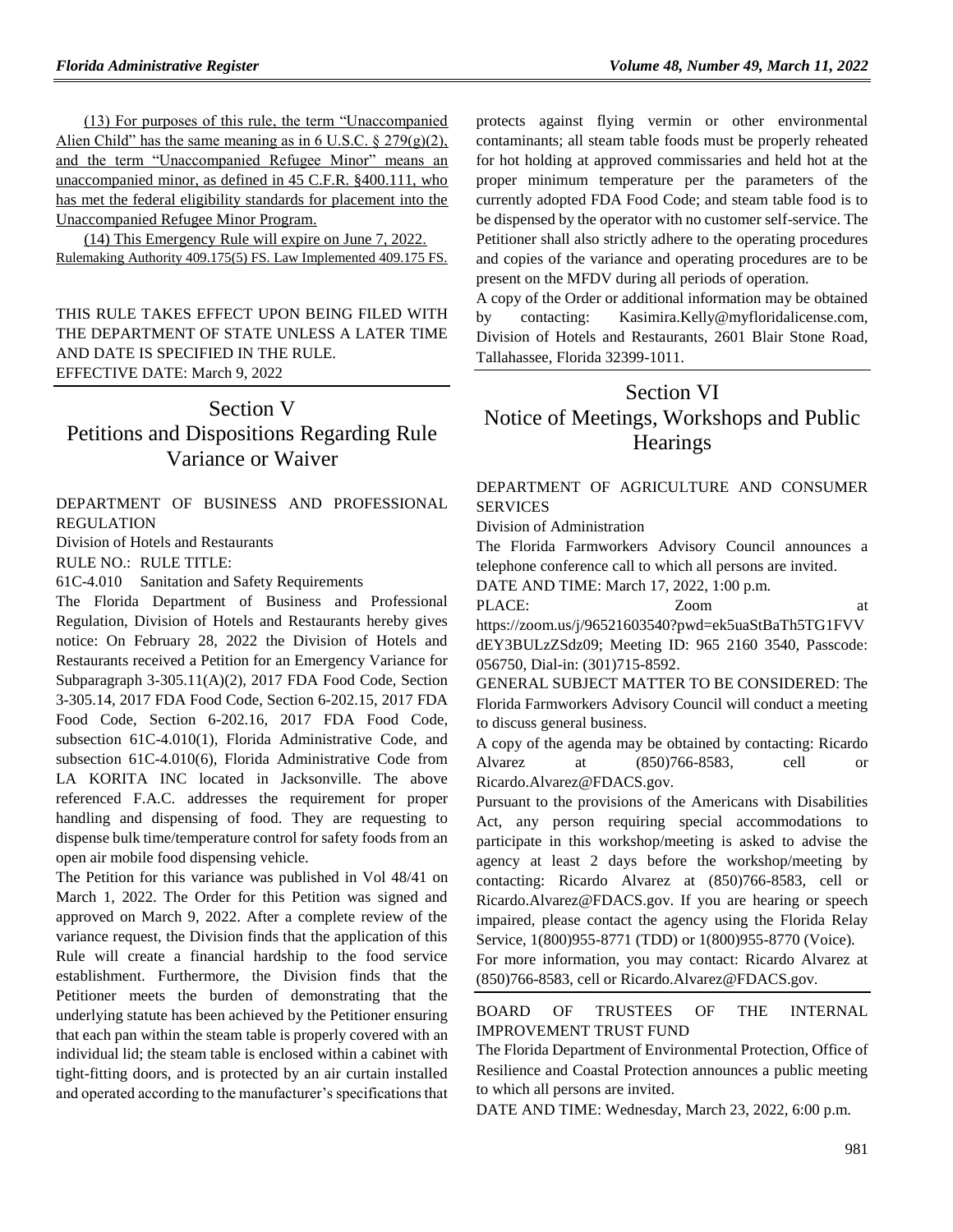(13) For purposes of this rule, the term “Unaccompanied Alien Child” has the same meaning as in 6 U.S.C. § 279(g)(2), and the term “Unaccompanied Refugee Minor” means an unaccompanied minor, as defined in 45 C.F.R. §400.111, who has met the federal eligibility standards for placement into the Unaccompanied Refugee Minor Program.

(14) This Emergency Rule will expire on June 7, 2022.

Rulemaking Authority 409.175(5) FS. Law Implemented 409.175 FS.

THIS RULE TAKES EFFECT UPON BEING FILED WITH THE DEPARTMENT OF STATE UNLESS A LATER TIME AND DATE IS SPECIFIED IN THE RULE.

EFFECTIVE DATE: March 9, 2022

# Section V
# Petitions and Dispositions Regarding Rule Variance or Waiver

DEPARTMENT OF BUSINESS AND PROFESSIONAL REGULATION

Division of Hotels and Restaurants

RULE NO.: RULE TITLE:

61C-4.010 Sanitation and Safety Requirements

The Florida Department of Business and Professional Regulation, Division of Hotels and Restaurants hereby gives notice: On February 28, 2022 the Division of Hotels and Restaurants received a Petition for an Emergency Variance for Subparagraph 3-305.11(A)(2), 2017 FDA Food Code, Section 3-305.14, 2017 FDA Food Code, Section 6-202.15, 2017 FDA Food Code, Section 6-202.16, 2017 FDA Food Code, subsection 61C-4.010(1), Florida Administrative Code, and subsection 61C-4.010(6), Florida Administrative Code from LA KORITA INC located in Jacksonville. The above referenced F.A.C. addresses the requirement for proper handling and dispensing of food. They are requesting to dispense bulk time/temperature control for safety foods from an open air mobile food dispensing vehicle.

The Petition for this variance was published in Vol 48/41 on March 1, 2022. The Order for this Petition was signed and approved on March 9, 2022. After a complete review of the variance request, the Division finds that the application of this Rule will create a financial hardship to the food service establishment. Furthermore, the Division finds that the Petitioner meets the burden of demonstrating that the underlying statute has been achieved by the Petitioner ensuring that each pan within the steam table is properly covered with an individual lid; the steam table is enclosed within a cabinet with tight-fitting doors, and is protected by an air curtain installed and operated according to the manufacturer’s specifications that protects against flying vermin or other environmental contaminants; all steam table foods must be properly reheated for hot holding at approved commissaries and held hot at the proper minimum temperature per the parameters of the currently adopted FDA Food Code; and steam table food is to be dispensed by the operator with no customer self-service. The Petitioner shall also strictly adhere to the operating procedures and copies of the variance and operating procedures are to be present on the MFDV during all periods of operation.

A copy of the Order or additional information may be obtained by contacting: Kasimira.Kelly@myfloridalicense.com, Division of Hotels and Restaurants, 2601 Blair Stone Road, Tallahassee, Florida 32399-1011.

# Section VI
# Notice of Meetings, Workshops and Public Hearings

DEPARTMENT OF AGRICULTURE AND CONSUMER SERVICES

Division of Administration

The Florida Farmworkers Advisory Council announces a telephone conference call to which all persons are invited.

DATE AND TIME: March 17, 2022, 1:00 p.m.

PLACE: Zoom at https://zoom.us/j/96521603540?pwd=ek5uaStBaTh5TG1FVVdEY3BULzZSdz09; Meeting ID: 965 2160 3540, Passcode: 056750, Dial-in: (301)715-8592.

GENERAL SUBJECT MATTER TO BE CONSIDERED: The Florida Farmworkers Advisory Council will conduct a meeting to discuss general business.

A copy of the agenda may be obtained by contacting: Ricardo Alvarez at (850)766-8583, cell or Ricardo.Alvarez@FDACS.gov.

Pursuant to the provisions of the Americans with Disabilities Act, any person requiring special accommodations to participate in this workshop/meeting is asked to advise the agency at least 2 days before the workshop/meeting by contacting: Ricardo Alvarez at (850)766-8583, cell or Ricardo.Alvarez@FDACS.gov. If you are hearing or speech impaired, please contact the agency using the Florida Relay Service, 1(800)955-8771 (TDD) or 1(800)955-8770 (Voice).

For more information, you may contact: Ricardo Alvarez at (850)766-8583, cell or Ricardo.Alvarez@FDACS.gov.

BOARD OF TRUSTEES OF THE INTERNAL IMPROVEMENT TRUST FUND

The Florida Department of Environmental Protection, Office of Resilience and Coastal Protection announces a public meeting to which all persons are invited.

DATE AND TIME: Wednesday, March 23, 2022, 6:00 p.m.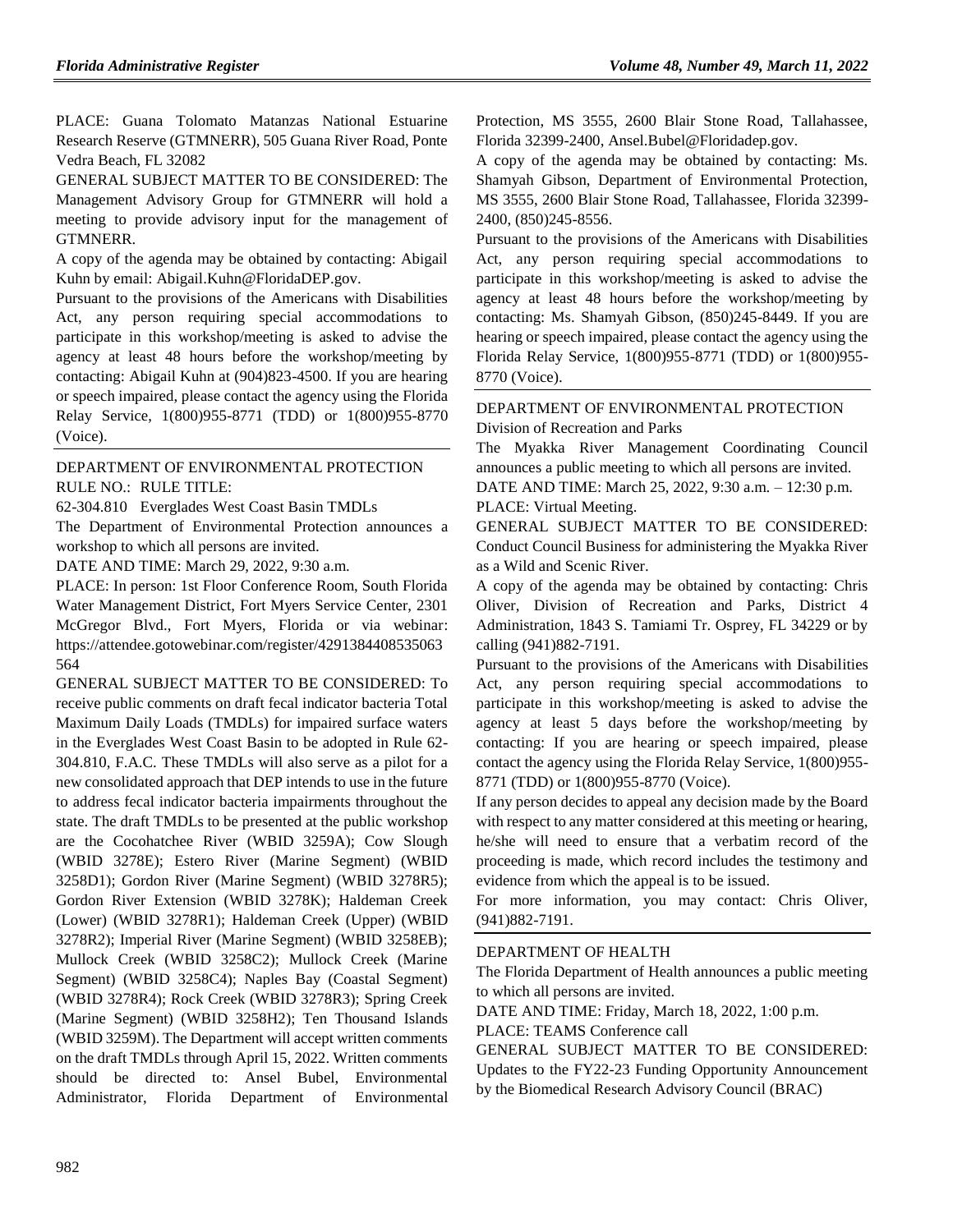PLACE: Guana Tolomato Matanzas National Estuarine Research Reserve (GTMNERR), 505 Guana River Road, Ponte Vedra Beach, FL 32082

GENERAL SUBJECT MATTER TO BE CONSIDERED: The Management Advisory Group for GTMNERR will hold a meeting to provide advisory input for the management of GTMNERR.

A copy of the agenda may be obtained by contacting: Abigail Kuhn by email: Abigail.Kuhn@FloridaDEP.gov.

Pursuant to the provisions of the Americans with Disabilities Act, any person requiring special accommodations to participate in this workshop/meeting is asked to advise the agency at least 48 hours before the workshop/meeting by contacting: Abigail Kuhn at (904)823-4500. If you are hearing or speech impaired, please contact the agency using the Florida Relay Service, 1(800)955-8771 (TDD) or 1(800)955-8770 (Voice).

---

DEPARTMENT OF ENVIRONMENTAL PROTECTION

RULE NO.: RULE TITLE:

62-304.810 Everglades West Coast Basin TMDLs

The Department of Environmental Protection announces a workshop to which all persons are invited.

DATE AND TIME: March 29, 2022, 9:30 a.m.

PLACE: In person: 1st Floor Conference Room, South Florida Water Management District, Fort Myers Service Center, 2301 McGregor Blvd., Fort Myers, Florida or via webinar: https://attendee.gotowebinar.com/register/4291384408535063564

GENERAL SUBJECT MATTER TO BE CONSIDERED: To receive public comments on draft fecal indicator bacteria Total Maximum Daily Loads (TMDLs) for impaired surface waters in the Everglades West Coast Basin to be adopted in Rule 62-304.810, F.A.C. These TMDLs will also serve as a pilot for a new consolidated approach that DEP intends to use in the future to address fecal indicator bacteria impairments throughout the state. The draft TMDLs to be presented at the public workshop are the Cocohatchee River (WBID 3259A); Cow Slough (WBID 3278E); Estero River (Marine Segment) (WBID 3258D1); Gordon River (Marine Segment) (WBID 3278R5); Gordon River Extension (WBID 3278K); Haldeman Creek (Lower) (WBID 3278R1); Haldeman Creek (Upper) (WBID 3278R2); Imperial River (Marine Segment) (WBID 3258EB); Mullock Creek (WBID 3258C2); Mullock Creek (Marine Segment) (WBID 3258C4); Naples Bay (Coastal Segment) (WBID 3278R4); Rock Creek (WBID 3278R3); Spring Creek (Marine Segment) (WBID 3258H2); Ten Thousand Islands (WBID 3259M). The Department will accept written comments on the draft TMDLs through April 15, 2022. Written comments should be directed to: Ansel Bubel, Environmental Administrator, Florida Department of Environmental Protection, MS 3555, 2600 Blair Stone Road, Tallahassee, Florida 32399-2400, Ansel.Bubel@Floridadep.gov.

A copy of the agenda may be obtained by contacting: Ms. Shamyah Gibson, Department of Environmental Protection, MS 3555, 2600 Blair Stone Road, Tallahassee, Florida 32399-2400, (850)245-8556.

Pursuant to the provisions of the Americans with Disabilities Act, any person requiring special accommodations to participate in this workshop/meeting is asked to advise the agency at least 48 hours before the workshop/meeting by contacting: Ms. Shamyah Gibson, (850)245-8449. If you are hearing or speech impaired, please contact the agency using the Florida Relay Service, 1(800)955-8771 (TDD) or 1(800)955-8770 (Voice).

---

DEPARTMENT OF ENVIRONMENTAL PROTECTION

Division of Recreation and Parks

The Myakka River Management Coordinating Council announces a public meeting to which all persons are invited.

DATE AND TIME: March 25, 2022, 9:30 a.m. – 12:30 p.m.

PLACE: Virtual Meeting.

GENERAL SUBJECT MATTER TO BE CONSIDERED: Conduct Council Business for administering the Myakka River as a Wild and Scenic River.

A copy of the agenda may be obtained by contacting: Chris Oliver, Division of Recreation and Parks, District 4 Administration, 1843 S. Tamiami Tr. Osprey, FL 34229 or by calling (941)882-7191.

Pursuant to the provisions of the Americans with Disabilities Act, any person requiring special accommodations to participate in this workshop/meeting is asked to advise the agency at least 5 days before the workshop/meeting by contacting: If you are hearing or speech impaired, please contact the agency using the Florida Relay Service, 1(800)955-8771 (TDD) or 1(800)955-8770 (Voice).

If any person decides to appeal any decision made by the Board with respect to any matter considered at this meeting or hearing, he/she will need to ensure that a verbatim record of the proceeding is made, which record includes the testimony and evidence from which the appeal is to be issued.

For more information, you may contact: Chris Oliver, (941)882-7191.

---

DEPARTMENT OF HEALTH

The Florida Department of Health announces a public meeting to which all persons are invited.

DATE AND TIME: Friday, March 18, 2022, 1:00 p.m.

PLACE: TEAMS Conference call

GENERAL SUBJECT MATTER TO BE CONSIDERED: Updates to the FY22-23 Funding Opportunity Announcement by the Biomedical Research Advisory Council (BRAC)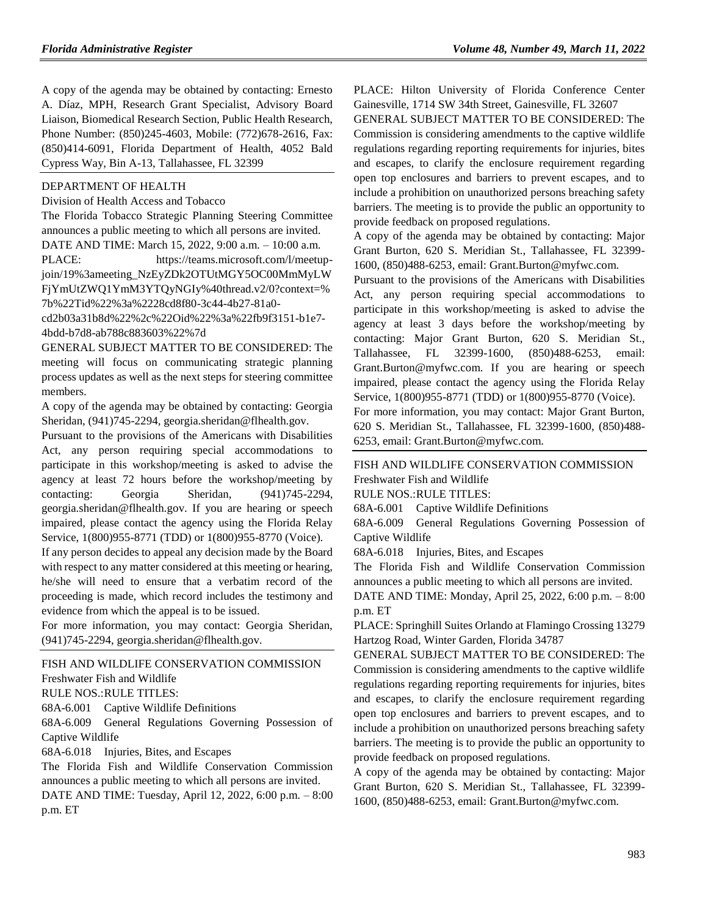A copy of the agenda may be obtained by contacting: Ernesto A. Díaz, MPH, Research Grant Specialist, Advisory Board Liaison, Biomedical Research Section, Public Health Research, Phone Number: (850)245-4603, Mobile: (772)678-2616, Fax: (850)414-6091, Florida Department of Health, 4052 Bald Cypress Way, Bin A-13, Tallahassee, FL 32399

DEPARTMENT OF HEALTH

Division of Health Access and Tobacco

The Florida Tobacco Strategic Planning Steering Committee announces a public meeting to which all persons are invited.

DATE AND TIME: March 15, 2022, 9:00 a.m. – 10:00 a.m.

PLACE: https://teams.microsoft.com/l/meetup-join/19%3ameeting_NzEyZDk2OTUtMGY5OC00MmMyLWFjYmUtZWQ1YmM3YTQyNGIy%40thread.v2/0?context=%7b%22Tid%22%3a%2228cd8f80-3c44-4b27-81a0-cd2b03a31b8d%22%2c%22Oid%22%3a%22fb9f3151-b1e7-4bdd-b7d8-ab788c883603%22%7d

GENERAL SUBJECT MATTER TO BE CONSIDERED: The meeting will focus on communicating strategic planning process updates as well as the next steps for steering committee members.

A copy of the agenda may be obtained by contacting: Georgia Sheridan, (941)745-2294, georgia.sheridan@flhealth.gov.

Pursuant to the provisions of the Americans with Disabilities Act, any person requiring special accommodations to participate in this workshop/meeting is asked to advise the agency at least 72 hours before the workshop/meeting by contacting: Georgia Sheridan, (941)745-2294, georgia.sheridan@flhealth.gov. If you are hearing or speech impaired, please contact the agency using the Florida Relay Service, 1(800)955-8771 (TDD) or 1(800)955-8770 (Voice).

If any person decides to appeal any decision made by the Board with respect to any matter considered at this meeting or hearing, he/she will need to ensure that a verbatim record of the proceeding is made, which record includes the testimony and evidence from which the appeal is to be issued.

For more information, you may contact: Georgia Sheridan, (941)745-2294, georgia.sheridan@flhealth.gov.

FISH AND WILDLIFE CONSERVATION COMMISSION

Freshwater Fish and Wildlife

RULE NOS.:RULE TITLES:

68A-6.001 Captive Wildlife Definitions

68A-6.009 General Regulations Governing Possession of Captive Wildlife

68A-6.018 Injuries, Bites, and Escapes

The Florida Fish and Wildlife Conservation Commission announces a public meeting to which all persons are invited.

DATE AND TIME: Tuesday, April 12, 2022, 6:00 p.m. – 8:00 p.m. ET

PLACE: Hilton University of Florida Conference Center Gainesville, 1714 SW 34th Street, Gainesville, FL 32607

GENERAL SUBJECT MATTER TO BE CONSIDERED: The Commission is considering amendments to the captive wildlife regulations regarding reporting requirements for injuries, bites and escapes, to clarify the enclosure requirement regarding open top enclosures and barriers to prevent escapes, and to include a prohibition on unauthorized persons breaching safety barriers. The meeting is to provide the public an opportunity to provide feedback on proposed regulations.

A copy of the agenda may be obtained by contacting: Major Grant Burton, 620 S. Meridian St., Tallahassee, FL 32399-1600, (850)488-6253, email: Grant.Burton@myfwc.com.

Pursuant to the provisions of the Americans with Disabilities Act, any person requiring special accommodations to participate in this workshop/meeting is asked to advise the agency at least 3 days before the workshop/meeting by contacting: Major Grant Burton, 620 S. Meridian St., Tallahassee, FL 32399-1600, (850)488-6253, email: Grant.Burton@myfwc.com. If you are hearing or speech impaired, please contact the agency using the Florida Relay Service, 1(800)955-8771 (TDD) or 1(800)955-8770 (Voice).

For more information, you may contact: Major Grant Burton, 620 S. Meridian St., Tallahassee, FL 32399-1600, (850)488-6253, email: Grant.Burton@myfwc.com.

FISH AND WILDLIFE CONSERVATION COMMISSION

Freshwater Fish and Wildlife

RULE NOS.:RULE TITLES:

68A-6.001 Captive Wildlife Definitions

68A-6.009 General Regulations Governing Possession of Captive Wildlife

68A-6.018 Injuries, Bites, and Escapes

The Florida Fish and Wildlife Conservation Commission announces a public meeting to which all persons are invited.

DATE AND TIME: Monday, April 25, 2022, 6:00 p.m. – 8:00 p.m. ET

PLACE: Springhill Suites Orlando at Flamingo Crossing 13279 Hartzog Road, Winter Garden, Florida 34787

GENERAL SUBJECT MATTER TO BE CONSIDERED: The Commission is considering amendments to the captive wildlife regulations regarding reporting requirements for injuries, bites and escapes, to clarify the enclosure requirement regarding open top enclosures and barriers to prevent escapes, and to include a prohibition on unauthorized persons breaching safety barriers. The meeting is to provide the public an opportunity to provide feedback on proposed regulations.

A copy of the agenda may be obtained by contacting: Major Grant Burton, 620 S. Meridian St., Tallahassee, FL 32399-1600, (850)488-6253, email: Grant.Burton@myfwc.com.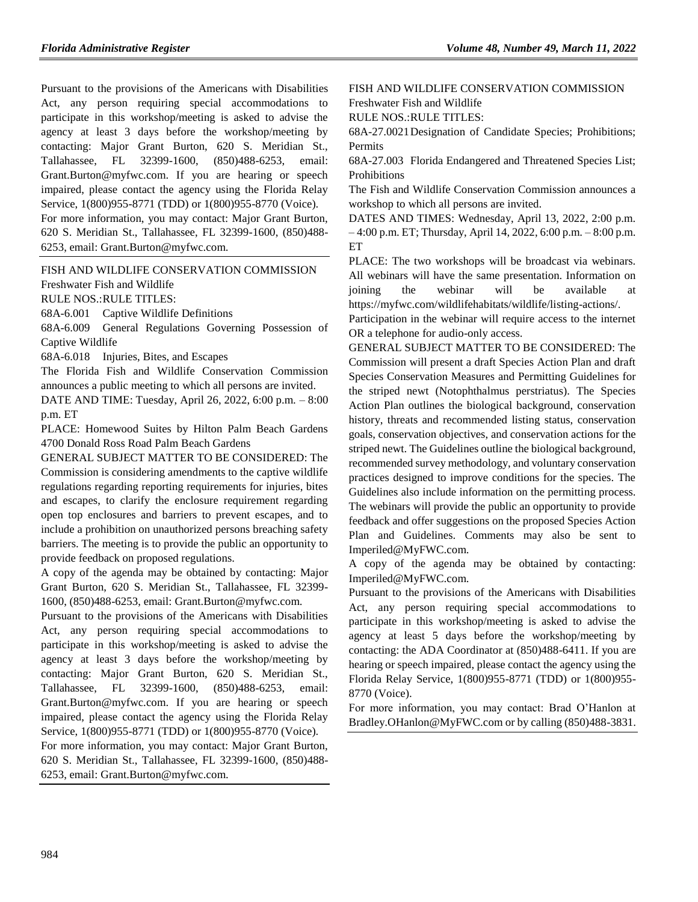Pursuant to the provisions of the Americans with Disabilities Act, any person requiring special accommodations to participate in this workshop/meeting is asked to advise the agency at least 3 days before the workshop/meeting by contacting: Major Grant Burton, 620 S. Meridian St., Tallahassee, FL 32399-1600, (850)488-6253, email: Grant.Burton@myfwc.com. If you are hearing or speech impaired, please contact the agency using the Florida Relay Service, 1(800)955-8771 (TDD) or 1(800)955-8770 (Voice).

For more information, you may contact: Major Grant Burton, 620 S. Meridian St., Tallahassee, FL 32399-1600, (850)488-6253, email: Grant.Burton@myfwc.com.

---

FISH AND WILDLIFE CONSERVATION COMMISSION

Freshwater Fish and Wildlife

RULE NOS.:RULE TITLES:

68A-6.001 Captive Wildlife Definitions

68A-6.009 General Regulations Governing Possession of Captive Wildlife

68A-6.018 Injuries, Bites, and Escapes

The Florida Fish and Wildlife Conservation Commission announces a public meeting to which all persons are invited.

DATE AND TIME: Tuesday, April 26, 2022, 6:00 p.m. – 8:00 p.m. ET

PLACE: Homewood Suites by Hilton Palm Beach Gardens 4700 Donald Ross Road Palm Beach Gardens

GENERAL SUBJECT MATTER TO BE CONSIDERED: The Commission is considering amendments to the captive wildlife regulations regarding reporting requirements for injuries, bites and escapes, to clarify the enclosure requirement regarding open top enclosures and barriers to prevent escapes, and to include a prohibition on unauthorized persons breaching safety barriers. The meeting is to provide the public an opportunity to provide feedback on proposed regulations.

A copy of the agenda may be obtained by contacting: Major Grant Burton, 620 S. Meridian St., Tallahassee, FL 32399-1600, (850)488-6253, email: Grant.Burton@myfwc.com.

Pursuant to the provisions of the Americans with Disabilities Act, any person requiring special accommodations to participate in this workshop/meeting is asked to advise the agency at least 3 days before the workshop/meeting by contacting: Major Grant Burton, 620 S. Meridian St., Tallahassee, FL 32399-1600, (850)488-6253, email: Grant.Burton@myfwc.com. If you are hearing or speech impaired, please contact the agency using the Florida Relay Service, 1(800)955-8771 (TDD) or 1(800)955-8770 (Voice).

For more information, you may contact: Major Grant Burton, 620 S. Meridian St., Tallahassee, FL 32399-1600, (850)488-6253, email: Grant.Burton@myfwc.com.

---

FISH AND WILDLIFE CONSERVATION COMMISSION

Freshwater Fish and Wildlife

RULE NOS.:RULE TITLES:

68A-27.0021 Designation of Candidate Species; Prohibitions; Permits

68A-27.003 Florida Endangered and Threatened Species List; Prohibitions

The Fish and Wildlife Conservation Commission announces a workshop to which all persons are invited.

DATES AND TIMES: Wednesday, April 13, 2022, 2:00 p.m. – 4:00 p.m. ET; Thursday, April 14, 2022, 6:00 p.m. – 8:00 p.m. ET

PLACE: The two workshops will be broadcast via webinars. All webinars will have the same presentation. Information on joining the webinar will be available at https://myfwc.com/wildlifehabitats/wildlife/listing-actions/.

Participation in the webinar will require access to the internet OR a telephone for audio-only access.

GENERAL SUBJECT MATTER TO BE CONSIDERED: The Commission will present a draft Species Action Plan and draft Species Conservation Measures and Permitting Guidelines for the striped newt (Notophthalmus perstriatus). The Species Action Plan outlines the biological background, conservation history, threats and recommended listing status, conservation goals, conservation objectives, and conservation actions for the striped newt. The Guidelines outline the biological background, recommended survey methodology, and voluntary conservation practices designed to improve conditions for the species. The Guidelines also include information on the permitting process. The webinars will provide the public an opportunity to provide feedback and offer suggestions on the proposed Species Action Plan and Guidelines. Comments may also be sent to Imperiled@MyFWC.com.

A copy of the agenda may be obtained by contacting: Imperiled@MyFWC.com.

Pursuant to the provisions of the Americans with Disabilities Act, any person requiring special accommodations to participate in this workshop/meeting is asked to advise the agency at least 5 days before the workshop/meeting by contacting: the ADA Coordinator at (850)488-6411. If you are hearing or speech impaired, please contact the agency using the Florida Relay Service, 1(800)955-8771 (TDD) or 1(800)955-8770 (Voice).

For more information, you may contact: Brad O'Hanlon at Bradley.OHanlon@MyFWC.com or by calling (850)488-3831.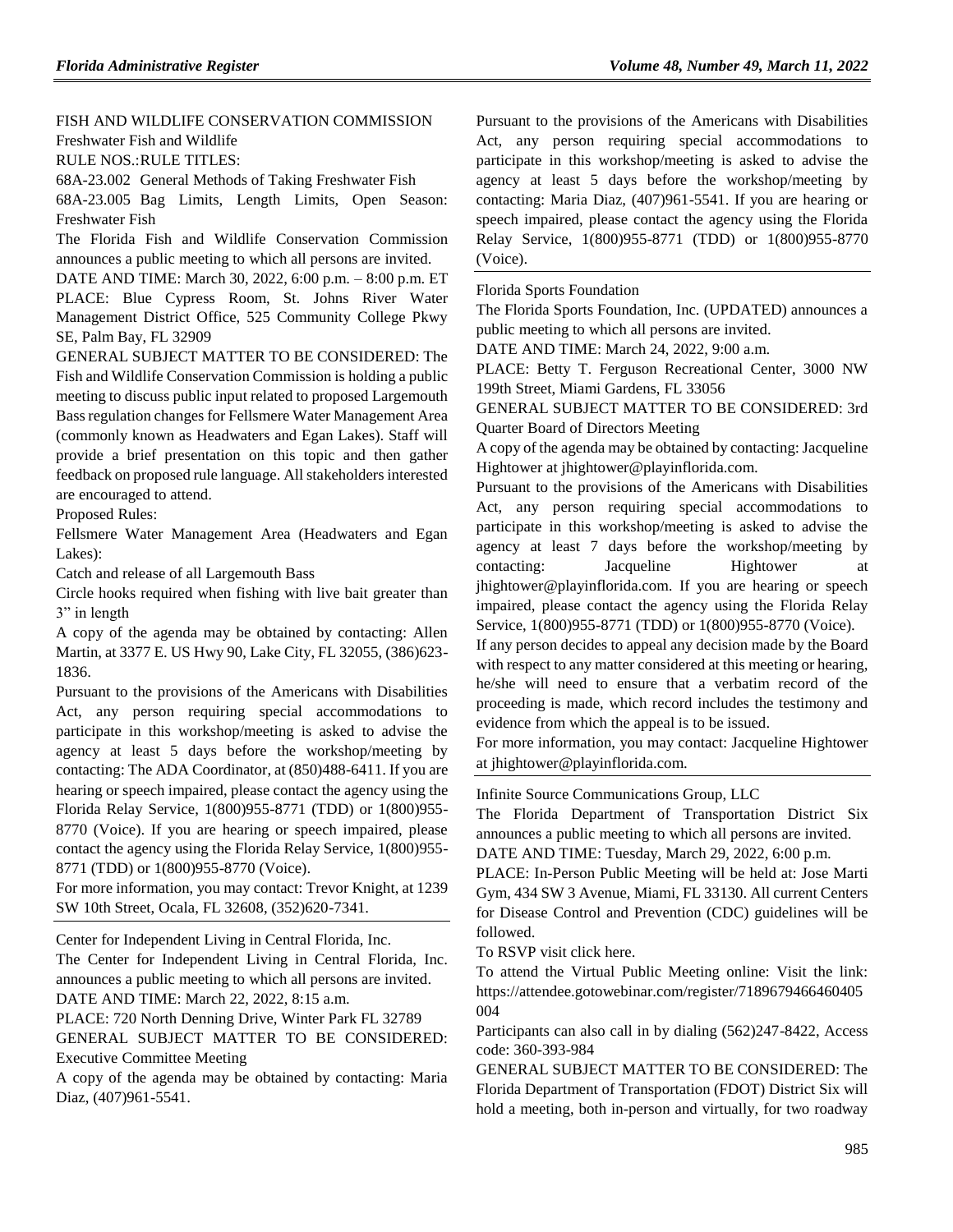FISH AND WILDLIFE CONSERVATION COMMISSION

Freshwater Fish and Wildlife

RULE NOS.:RULE TITLES:

68A-23.002 General Methods of Taking Freshwater Fish

68A-23.005 Bag Limits, Length Limits, Open Season: Freshwater Fish

The Florida Fish and Wildlife Conservation Commission announces a public meeting to which all persons are invited.

DATE AND TIME: March 30, 2022, 6:00 p.m. – 8:00 p.m. ET

PLACE: Blue Cypress Room, St. Johns River Water Management District Office, 525 Community College Pkwy SE, Palm Bay, FL 32909

GENERAL SUBJECT MATTER TO BE CONSIDERED: The Fish and Wildlife Conservation Commission is holding a public meeting to discuss public input related to proposed Largemouth Bass regulation changes for Fellsmere Water Management Area (commonly known as Headwaters and Egan Lakes). Staff will provide a brief presentation on this topic and then gather feedback on proposed rule language. All stakeholders interested are encouraged to attend.

Proposed Rules:

Fellsmere Water Management Area (Headwaters and Egan Lakes):

Catch and release of all Largemouth Bass

Circle hooks required when fishing with live bait greater than 3" in length

A copy of the agenda may be obtained by contacting: Allen Martin, at 3377 E. US Hwy 90, Lake City, FL 32055, (386)623-1836.

Pursuant to the provisions of the Americans with Disabilities Act, any person requiring special accommodations to participate in this workshop/meeting is asked to advise the agency at least 5 days before the workshop/meeting by contacting: The ADA Coordinator, at (850)488-6411. If you are hearing or speech impaired, please contact the agency using the Florida Relay Service, 1(800)955-8771 (TDD) or 1(800)955-8770 (Voice). If you are hearing or speech impaired, please contact the agency using the Florida Relay Service, 1(800)955-8771 (TDD) or 1(800)955-8770 (Voice).

For more information, you may contact: Trevor Knight, at 1239 SW 10th Street, Ocala, FL 32608, (352)620-7341.

---

Center for Independent Living in Central Florida, Inc.

The Center for Independent Living in Central Florida, Inc. announces a public meeting to which all persons are invited.

DATE AND TIME: March 22, 2022, 8:15 a.m.

PLACE: 720 North Denning Drive, Winter Park FL 32789

GENERAL SUBJECT MATTER TO BE CONSIDERED: Executive Committee Meeting

A copy of the agenda may be obtained by contacting: Maria Diaz, (407)961-5541.

Pursuant to the provisions of the Americans with Disabilities Act, any person requiring special accommodations to participate in this workshop/meeting is asked to advise the agency at least 5 days before the workshop/meeting by contacting: Maria Diaz, (407)961-5541. If you are hearing or speech impaired, please contact the agency using the Florida Relay Service, 1(800)955-8771 (TDD) or 1(800)955-8770 (Voice).

---

Florida Sports Foundation

The Florida Sports Foundation, Inc. (UPDATED) announces a public meeting to which all persons are invited.

DATE AND TIME: March 24, 2022, 9:00 a.m.

PLACE: Betty T. Ferguson Recreational Center, 3000 NW 199th Street, Miami Gardens, FL 33056

GENERAL SUBJECT MATTER TO BE CONSIDERED: 3rd Quarter Board of Directors Meeting

A copy of the agenda may be obtained by contacting: Jacqueline Hightower at jhightower@playinflorida.com.

Pursuant to the provisions of the Americans with Disabilities Act, any person requiring special accommodations to participate in this workshop/meeting is asked to advise the agency at least 7 days before the workshop/meeting by contacting: Jacqueline Hightower at jhightower@playinflorida.com. If you are hearing or speech impaired, please contact the agency using the Florida Relay Service, 1(800)955-8771 (TDD) or 1(800)955-8770 (Voice).

If any person decides to appeal any decision made by the Board with respect to any matter considered at this meeting or hearing, he/she will need to ensure that a verbatim record of the proceeding is made, which record includes the testimony and evidence from which the appeal is to be issued.

For more information, you may contact: Jacqueline Hightower at jhightower@playinflorida.com.

---

Infinite Source Communications Group, LLC

The Florida Department of Transportation District Six announces a public meeting to which all persons are invited.

DATE AND TIME: Tuesday, March 29, 2022, 6:00 p.m.

PLACE: In-Person Public Meeting will be held at: Jose Marti Gym, 434 SW 3 Avenue, Miami, FL 33130. All current Centers for Disease Control and Prevention (CDC) guidelines will be followed.

To RSVP visit click here.

To attend the Virtual Public Meeting online: Visit the link: https://attendee.gotowebinar.com/register/7189679466460405004

Participants can also call in by dialing (562)247-8422, Access code: 360-393-984

GENERAL SUBJECT MATTER TO BE CONSIDERED: The Florida Department of Transportation (FDOT) District Six will hold a meeting, both in-person and virtually, for two roadway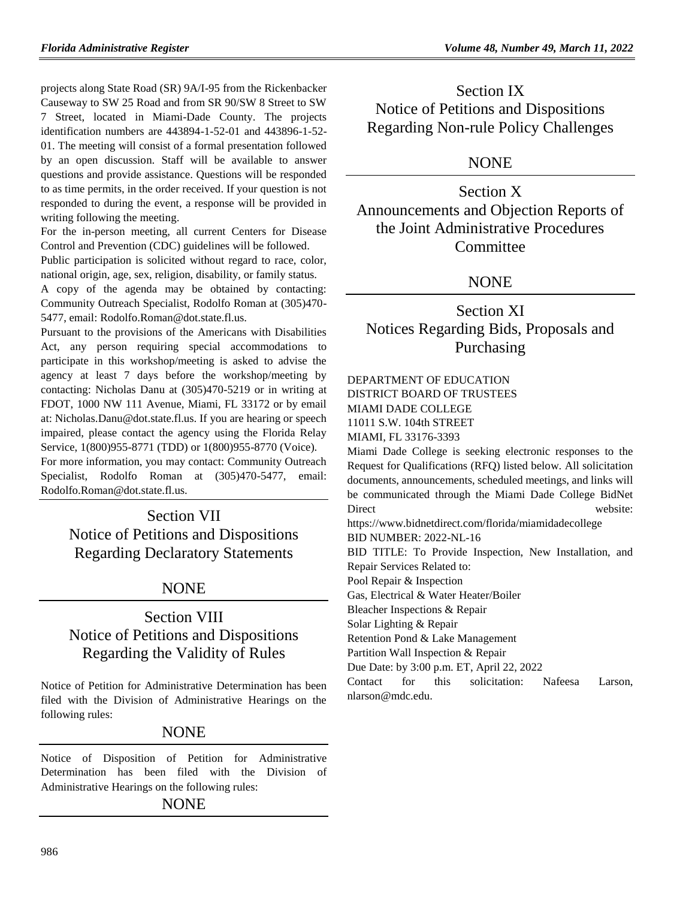projects along State Road (SR) 9A/I-95 from the Rickenbacker Causeway to SW 25 Road and from SR 90/SW 8 Street to SW 7 Street, located in Miami-Dade County. The projects identification numbers are 443894-1-52-01 and 443896-1-52-01. The meeting will consist of a formal presentation followed by an open discussion. Staff will be available to answer questions and provide assistance. Questions will be responded to as time permits, in the order received. If your question is not responded to during the event, a response will be provided in writing following the meeting.

For the in-person meeting, all current Centers for Disease Control and Prevention (CDC) guidelines will be followed.

Public participation is solicited without regard to race, color, national origin, age, sex, religion, disability, or family status.

A copy of the agenda may be obtained by contacting: Community Outreach Specialist, Rodolfo Roman at (305)470-5477, email: Rodolfo.Roman@dot.state.fl.us.

Pursuant to the provisions of the Americans with Disabilities Act, any person requiring special accommodations to participate in this workshop/meeting is asked to advise the agency at least 7 days before the workshop/meeting by contacting: Nicholas Danu at (305)470-5219 or in writing at FDOT, 1000 NW 111 Avenue, Miami, FL 33172 or by email at: Nicholas.Danu@dot.state.fl.us. If you are hearing or speech impaired, please contact the agency using the Florida Relay Service, 1(800)955-8771 (TDD) or 1(800)955-8770 (Voice).

For more information, you may contact: Community Outreach Specialist, Rodolfo Roman at (305)470-5477, email: Rodolfo.Roman@dot.state.fl.us.

## Section VII
## Notice of Petitions and Dispositions Regarding Declaratory Statements

NONE

## Section VIII
## Notice of Petitions and Dispositions Regarding the Validity of Rules

Notice of Petition for Administrative Determination has been filed with the Division of Administrative Hearings on the following rules:

NONE

Notice of Disposition of Petition for Administrative Determination has been filed with the Division of Administrative Hearings on the following rules:

NONE

## Section IX
## Notice of Petitions and Dispositions Regarding Non-rule Policy Challenges

NONE

## Section X
## Announcements and Objection Reports of the Joint Administrative Procedures Committee

NONE

## Section XI
## Notices Regarding Bids, Proposals and Purchasing

DEPARTMENT OF EDUCATION
DISTRICT BOARD OF TRUSTEES
MIAMI DADE COLLEGE
11011 S.W. 104th STREET
MIAMI, FL 33176-3393

Miami Dade College is seeking electronic responses to the Request for Qualifications (RFQ) listed below. All solicitation documents, announcements, scheduled meetings, and links will be communicated through the Miami Dade College BidNet Direct website: https://www.bidnetdirect.com/florida/miamidadecollege

BID NUMBER: 2022-NL-16

BID TITLE: To Provide Inspection, New Installation, and Repair Services Related to:

Pool Repair & Inspection

Gas, Electrical & Water Heater/Boiler

Bleacher Inspections & Repair

Solar Lighting & Repair

Retention Pond & Lake Management

Partition Wall Inspection & Repair

Due Date: by 3:00 p.m. ET, April 22, 2022

Contact for this solicitation: Nafeesa Larson, nlarson@mdc.edu.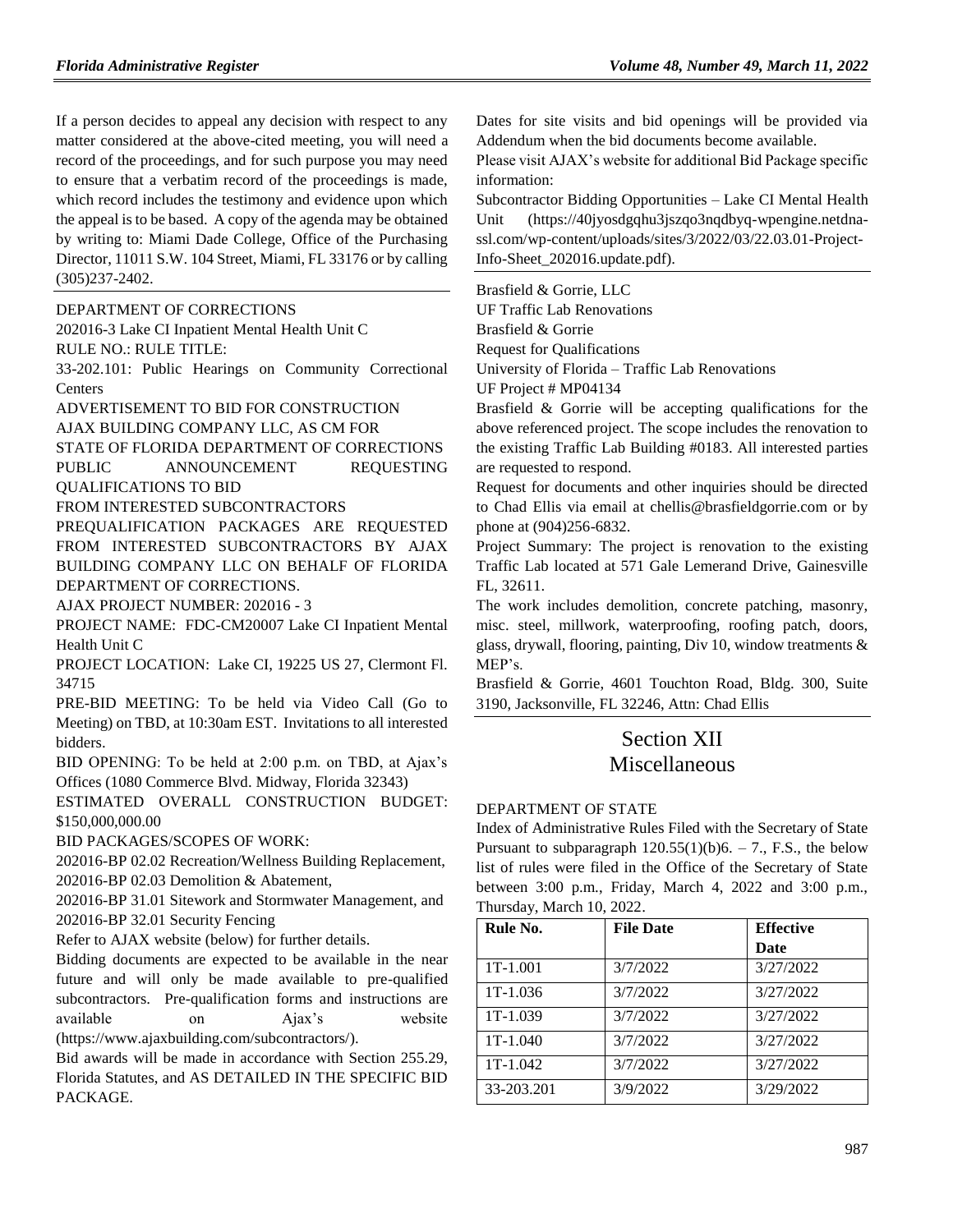If a person decides to appeal any decision with respect to any matter considered at the above-cited meeting, you will need a record of the proceedings, and for such purpose you may need to ensure that a verbatim record of the proceedings is made, which record includes the testimony and evidence upon which the appeal is to be based. A copy of the agenda may be obtained by writing to: Miami Dade College, Office of the Purchasing Director, 11011 S.W. 104 Street, Miami, FL 33176 or by calling (305)237-2402.

DEPARTMENT OF CORRECTIONS

202016-3 Lake CI Inpatient Mental Health Unit C

RULE NO.: RULE TITLE:

33-202.101: Public Hearings on Community Correctional Centers

ADVERTISEMENT TO BID FOR CONSTRUCTION

AJAX BUILDING COMPANY LLC, AS CM FOR

STATE OF FLORIDA DEPARTMENT OF CORRECTIONS

PUBLIC ANNOUNCEMENT REQUESTING QUALIFICATIONS TO BID

FROM INTERESTED SUBCONTRACTORS

PREQUALIFICATION PACKAGES ARE REQUESTED FROM INTERESTED SUBCONTRACTORS BY AJAX BUILDING COMPANY LLC ON BEHALF OF FLORIDA DEPARTMENT OF CORRECTIONS.

AJAX PROJECT NUMBER: 202016 - 3

PROJECT NAME: FDC-CM20007 Lake CI Inpatient Mental Health Unit C

PROJECT LOCATION: Lake CI, 19225 US 27, Clermont Fl. 34715

PRE-BID MEETING: To be held via Video Call (Go to Meeting) on TBD, at 10:30am EST. Invitations to all interested bidders.

BID OPENING: To be held at 2:00 p.m. on TBD, at Ajax's Offices (1080 Commerce Blvd. Midway, Florida 32343)

ESTIMATED OVERALL CONSTRUCTION BUDGET: $150,000,000.00

BID PACKAGES/SCOPES OF WORK:

202016-BP 02.02 Recreation/Wellness Building Replacement,

202016-BP 02.03 Demolition & Abatement,

202016-BP 31.01 Sitework and Stormwater Management, and

202016-BP 32.01 Security Fencing

Refer to AJAX website (below) for further details.

Bidding documents are expected to be available in the near future and will only be made available to pre-qualified subcontractors. Pre-qualification forms and instructions are available on Ajax's website (https://www.ajaxbuilding.com/subcontractors/).

Bid awards will be made in accordance with Section 255.29, Florida Statutes, and AS DETAILED IN THE SPECIFIC BID PACKAGE.

Dates for site visits and bid openings will be provided via Addendum when the bid documents become available.

Please visit AJAX's website for additional Bid Package specific information:

Subcontractor Bidding Opportunities – Lake CI Mental Health Unit (https://40jyosdgqhu3jszqo3nqdbyq-wpengine.netdna-ssl.com/wp-content/uploads/sites/3/2022/03/22.03.01-Project-Info-Sheet_202016.update.pdf).

Brasfield & Gorrie, LLC

UF Traffic Lab Renovations

Brasfield & Gorrie

Request for Qualifications

University of Florida – Traffic Lab Renovations

UF Project # MP04134

Brasfield & Gorrie will be accepting qualifications for the above referenced project. The scope includes the renovation to the existing Traffic Lab Building #0183. All interested parties are requested to respond.

Request for documents and other inquiries should be directed to Chad Ellis via email at chellis@brasfieldgorrie.com or by phone at (904)256-6832.

Project Summary: The project is renovation to the existing Traffic Lab located at 571 Gale Lemerand Drive, Gainesville FL, 32611.

The work includes demolition, concrete patching, masonry, misc. steel, millwork, waterproofing, roofing patch, doors, glass, drywall, flooring, painting, Div 10, window treatments & MEP's.

Brasfield & Gorrie, 4601 Touchton Road, Bldg. 300, Suite 3190, Jacksonville, FL 32246, Attn: Chad Ellis

# Section XII
# Miscellaneous

DEPARTMENT OF STATE

Index of Administrative Rules Filed with the Secretary of State Pursuant to subparagraph 120.55(1)(b)6. – 7., F.S., the below list of rules were filed in the Office of the Secretary of State between 3:00 p.m., Friday, March 4, 2022 and 3:00 p.m., Thursday, March 10, 2022.

| Rule No. | File Date | Effective Date |
|---|---|---|
| 1T-1.001 | 3/7/2022 | 3/27/2022 |
| 1T-1.036 | 3/7/2022 | 3/27/2022 |
| 1T-1.039 | 3/7/2022 | 3/27/2022 |
| 1T-1.040 | 3/7/2022 | 3/27/2022 |
| 1T-1.042 | 3/7/2022 | 3/27/2022 |
| 33-203.201 | 3/9/2022 | 3/29/2022 |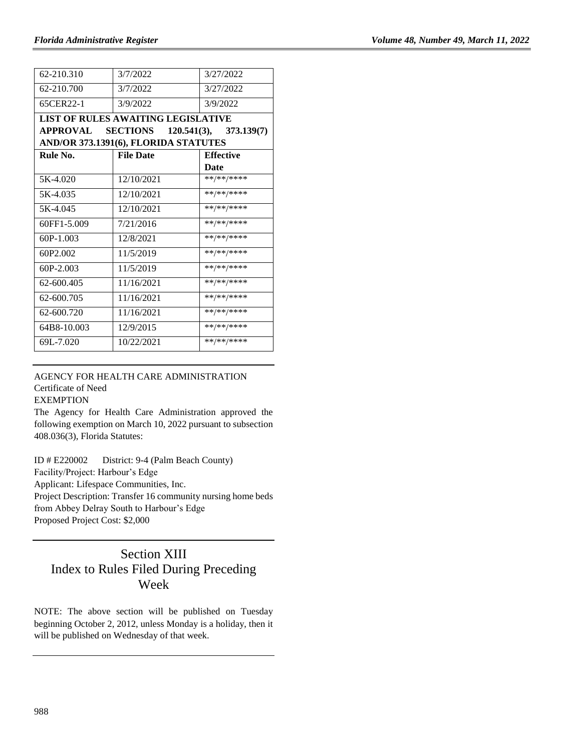| | | |
|---|---|---|
| 62-210.310 | 3/7/2022 | 3/27/2022 |
| 62-210.700 | 3/7/2022 | 3/27/2022 |
| 65CER22-1 | 3/9/2022 | 3/9/2022 |

**LIST OF RULES AWAITING LEGISLATIVE APPROVAL SECTIONS 120.541(3), 373.139(7) AND/OR 373.1391(6), FLORIDA STATUTES**

| Rule No. | File Date | Effective Date |
|---|---|---|
| 5K-4.020 | 12/10/2021 | **/**/**** |
| 5K-4.035 | 12/10/2021 | **/**/**** |
| 5K-4.045 | 12/10/2021 | **/**/**** |
| 60FF1-5.009 | 7/21/2016 | **/**/**** |
| 60P-1.003 | 12/8/2021 | **/**/**** |
| 60P2.002 | 11/5/2019 | **/**/**** |
| 60P-2.003 | 11/5/2019 | **/**/**** |
| 62-600.405 | 11/16/2021 | **/**/**** |
| 62-600.705 | 11/16/2021 | **/**/**** |
| 62-600.720 | 11/16/2021 | **/**/**** |
| 64B8-10.003 | 12/9/2015 | **/**/**** |
| 69L-7.020 | 10/22/2021 | **/**/**** |

AGENCY FOR HEALTH CARE ADMINISTRATION

Certificate of Need

EXEMPTION

The Agency for Health Care Administration approved the following exemption on March 10, 2022 pursuant to subsection 408.036(3), Florida Statutes:

ID # E220002 District: 9-4 (Palm Beach County)

Facility/Project: Harbour's Edge

Applicant: Lifespace Communities, Inc.

Project Description: Transfer 16 community nursing home beds from Abbey Delray South to Harbour's Edge

Proposed Project Cost: $2,000

# Section XIII Index to Rules Filed During Preceding Week

NOTE: The above section will be published on Tuesday beginning October 2, 2012, unless Monday is a holiday, then it will be published on Wednesday of that week.